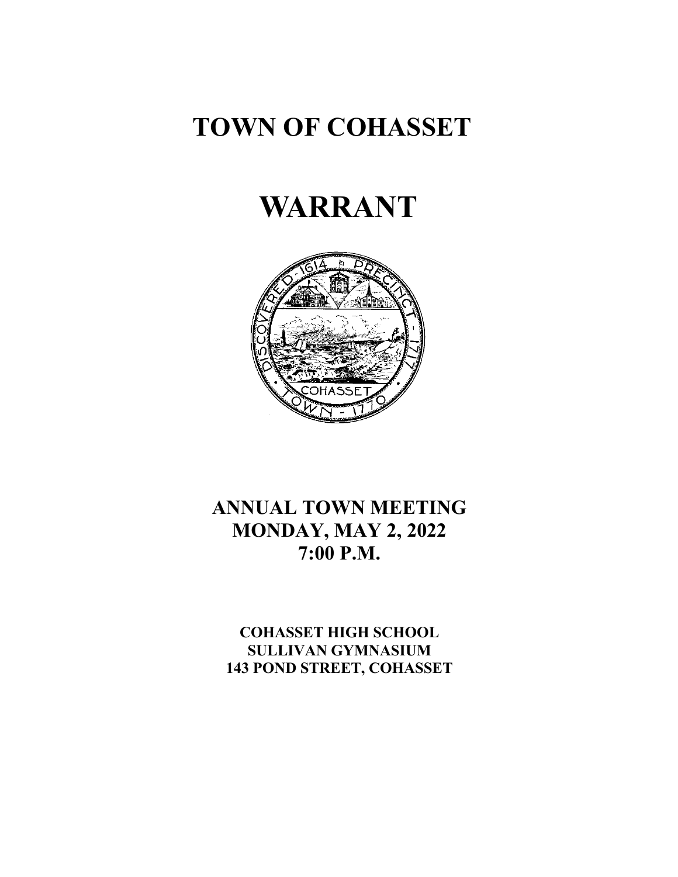# TOWN OF COHASSET

# WARRANT

## ANNUAL TOWN MEETING
## MONDAY, MAY 2, 2022
## 7:00 P.M.

**COHASSET HIGH SCHOOL**
**SULLIVAN GYMNASIUM**
**143 POND STREET, COHASSET**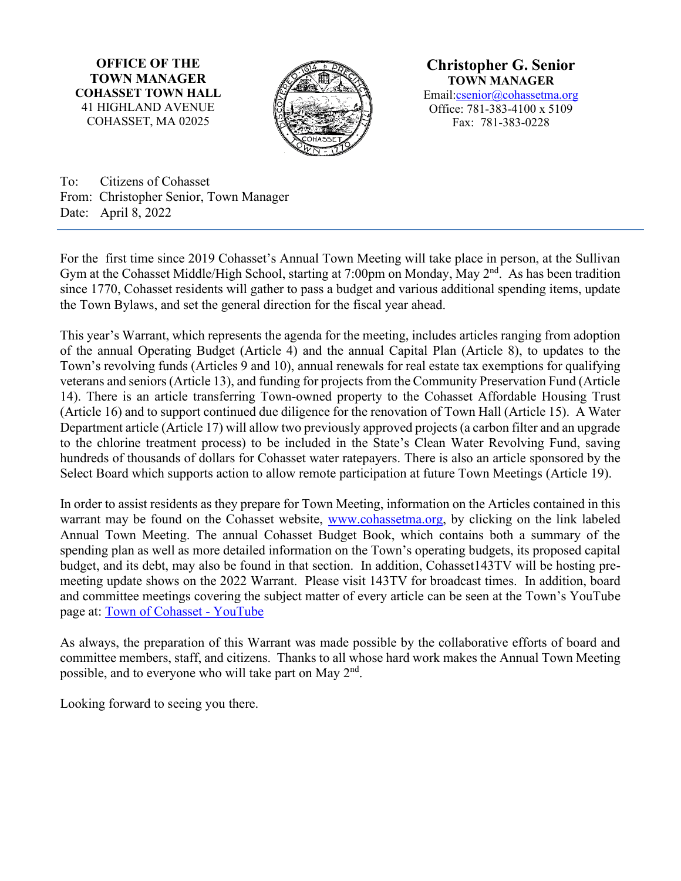**OFFICE OF THE TOWN MANAGER**
**COHASSET TOWN HALL**
41 HIGHLAND AVENUE
COHASSET, MA 02025

**Christopher G. Senior**
**TOWN MANAGER**
Email:csenior@cohassetma.org
Office: 781-383-4100 x 5109
Fax: 781-383-0228

To: Citizens of Cohasset
From: Christopher Senior, Town Manager
Date: April 8, 2022

---

For the first time since 2019 Cohasset's Annual Town Meeting will take place in person, at the Sullivan Gym at the Cohasset Middle/High School, starting at 7:00pm on Monday, May 2nd. As has been tradition since 1770, Cohasset residents will gather to pass a budget and various additional spending items, update the Town Bylaws, and set the general direction for the fiscal year ahead.

This year's Warrant, which represents the agenda for the meeting, includes articles ranging from adoption of the annual Operating Budget (Article 4) and the annual Capital Plan (Article 8), to updates to the Town's revolving funds (Articles 9 and 10), annual renewals for real estate tax exemptions for qualifying veterans and seniors (Article 13), and funding for projects from the Community Preservation Fund (Article 14). There is an article transferring Town-owned property to the Cohasset Affordable Housing Trust (Article 16) and to support continued due diligence for the renovation of Town Hall (Article 15). A Water Department article (Article 17) will allow two previously approved projects (a carbon filter and an upgrade to the chlorine treatment process) to be included in the State's Clean Water Revolving Fund, saving hundreds of thousands of dollars for Cohasset water ratepayers. There is also an article sponsored by the Select Board which supports action to allow remote participation at future Town Meetings (Article 19).

In order to assist residents as they prepare for Town Meeting, information on the Articles contained in this warrant may be found on the Cohasset website, www.cohassetma.org, by clicking on the link labeled Annual Town Meeting. The annual Cohasset Budget Book, which contains both a summary of the spending plan as well as more detailed information on the Town's operating budgets, its proposed capital budget, and its debt, may also be found in that section. In addition, Cohasset143TV will be hosting pre-meeting update shows on the 2022 Warrant. Please visit 143TV for broadcast times. In addition, board and committee meetings covering the subject matter of every article can be seen at the Town's YouTube page at: Town of Cohasset - YouTube

As always, the preparation of this Warrant was made possible by the collaborative efforts of board and committee members, staff, and citizens. Thanks to all whose hard work makes the Annual Town Meeting possible, and to everyone who will take part on May 2nd.

Looking forward to seeing you there.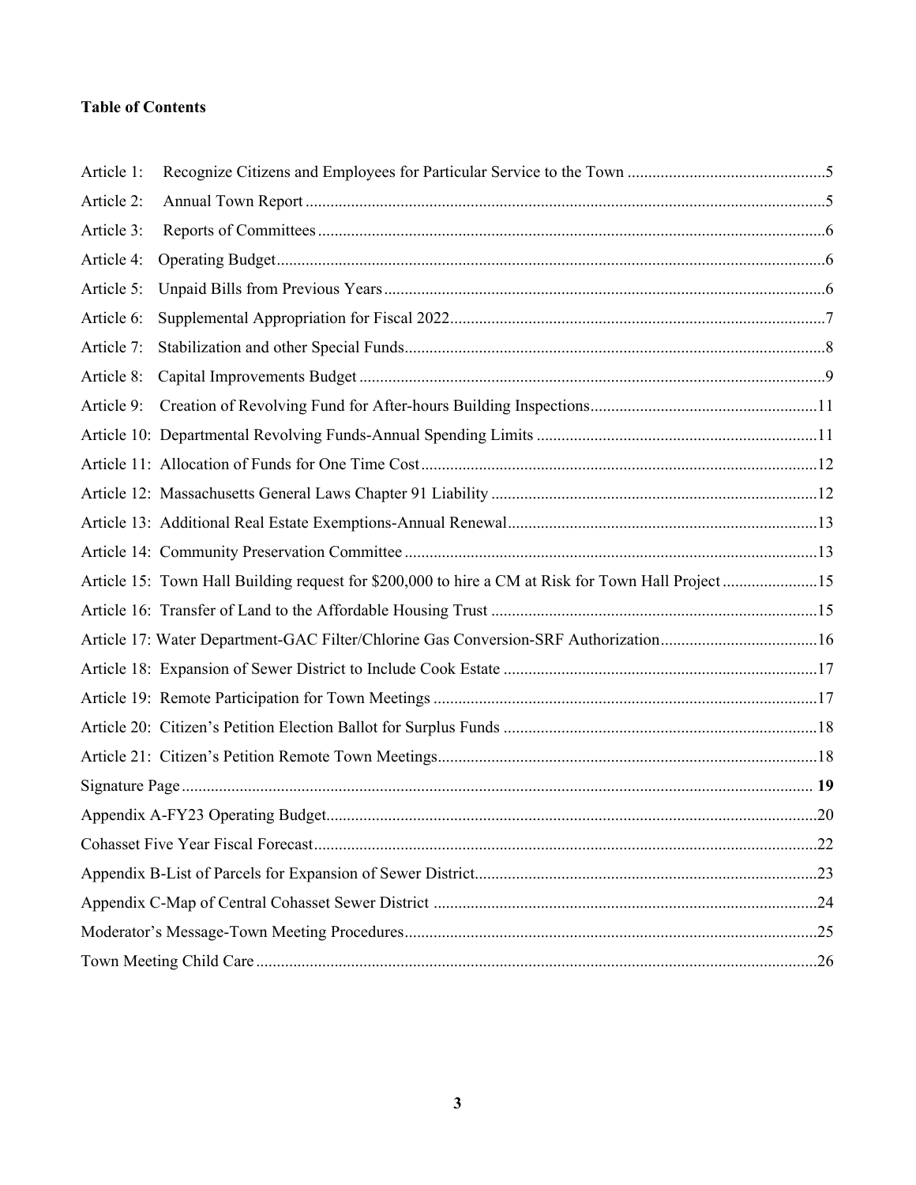**Table of Contents**

Article 1: Recognize Citizens and Employees for Particular Service to the Town ....5
Article 2: Annual Town Report ....5
Article 3: Reports of Committees ....6
Article 4: Operating Budget ....6
Article 5: Unpaid Bills from Previous Years ....6
Article 6: Supplemental Appropriation for Fiscal 2022 ....7
Article 7: Stabilization and other Special Funds ....8
Article 8: Capital Improvements Budget ....9
Article 9: Creation of Revolving Fund for After-hours Building Inspections ....11
Article 10: Departmental Revolving Funds-Annual Spending Limits ....11
Article 11: Allocation of Funds for One Time Cost ....12
Article 12: Massachusetts General Laws Chapter 91 Liability ....12
Article 13: Additional Real Estate Exemptions-Annual Renewal ....13
Article 14: Community Preservation Committee ....13
Article 15: Town Hall Building request for $200,000 to hire a CM at Risk for Town Hall Project ....15
Article 16: Transfer of Land to the Affordable Housing Trust ....15
Article 17: Water Department-GAC Filter/Chlorine Gas Conversion-SRF Authorization ....16
Article 18: Expansion of Sewer District to Include Cook Estate ....17
Article 19: Remote Participation for Town Meetings ....17
Article 20: Citizen's Petition Election Ballot for Surplus Funds ....18
Article 21: Citizen's Petition Remote Town Meetings ....18
Signature Page ....**19**
Appendix A-FY23 Operating Budget ....20
Cohasset Five Year Fiscal Forecast ....22
Appendix B-List of Parcels for Expansion of Sewer District ....23
Appendix C-Map of Central Cohasset Sewer District ....24
Moderator's Message-Town Meeting Procedures ....25
Town Meeting Child Care ....26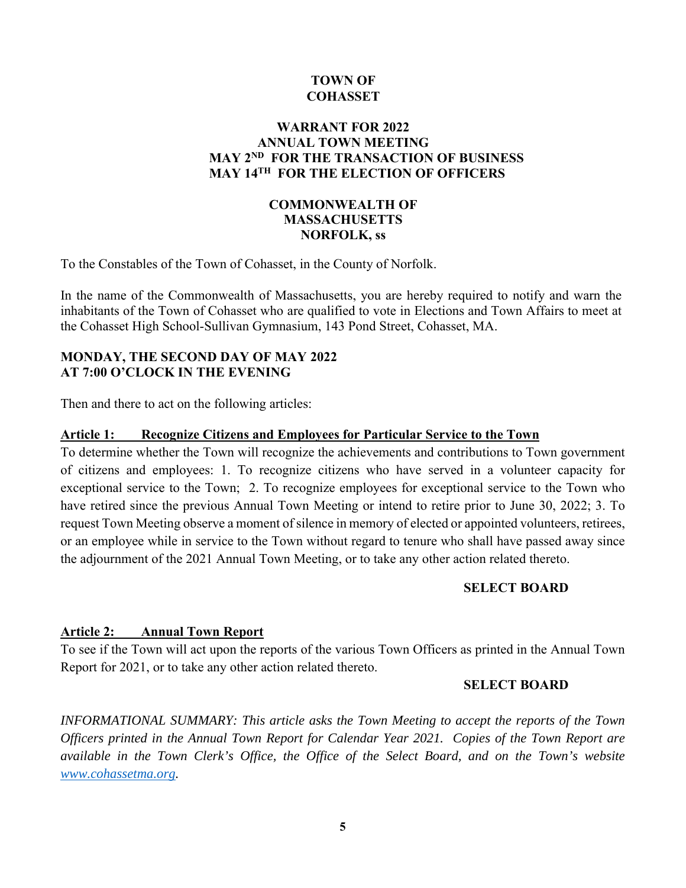# TOWN OF COHASSET

## WARRANT FOR 2022 ANNUAL TOWN MEETING
## MAY 2ND FOR THE TRANSACTION OF BUSINESS
## MAY 14TH FOR THE ELECTION OF OFFICERS

## COMMONWEALTH OF MASSACHUSETTS
## NORFOLK, ss

To the Constables of the Town of Cohasset, in the County of Norfolk.

In the name of the Commonwealth of Massachusetts, you are hereby required to notify and warn the inhabitants of the Town of Cohasset who are qualified to vote in Elections and Town Affairs to meet at the Cohasset High School-Sullivan Gymnasium, 143 Pond Street, Cohasset, MA.

**MONDAY, THE SECOND DAY OF MAY 2022**
**AT 7:00 O'CLOCK IN THE EVENING**

Then and there to act on the following articles:

### Article 1: Recognize Citizens and Employees for Particular Service to the Town

To determine whether the Town will recognize the achievements and contributions to Town government of citizens and employees: 1. To recognize citizens who have served in a volunteer capacity for exceptional service to the Town; 2. To recognize employees for exceptional service to the Town who have retired since the previous Annual Town Meeting or intend to retire prior to June 30, 2022; 3. To request Town Meeting observe a moment of silence in memory of elected or appointed volunteers, retirees, or an employee while in service to the Town without regard to tenure who shall have passed away since the adjournment of the 2021 Annual Town Meeting, or to take any other action related thereto.

**SELECT BOARD**

### Article 2: Annual Town Report

To see if the Town will act upon the reports of the various Town Officers as printed in the Annual Town Report for 2021, or to take any other action related thereto.

**SELECT BOARD**

*INFORMATIONAL SUMMARY: This article asks the Town Meeting to accept the reports of the Town Officers printed in the Annual Town Report for Calendar Year 2021. Copies of the Town Report are available in the Town Clerk's Office, the Office of the Select Board, and on the Town's website www.cohassetma.org.*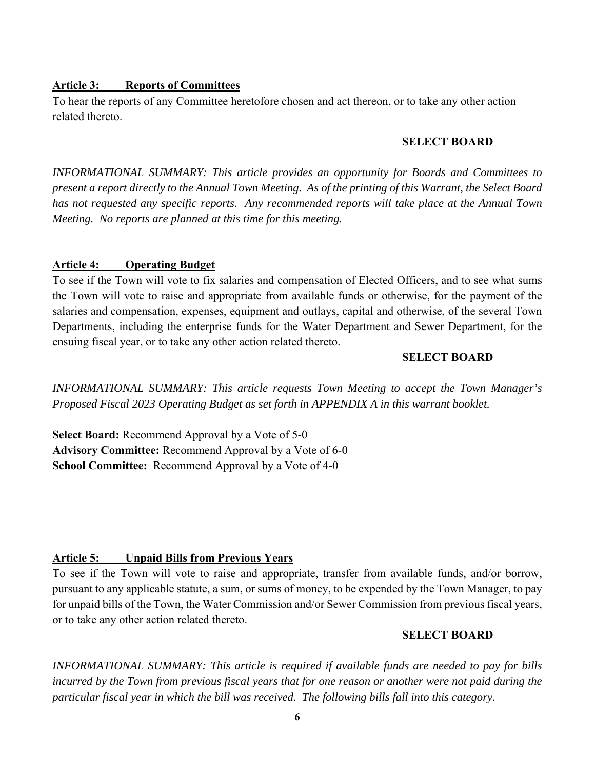**Article 3: Reports of Committees**

To hear the reports of any Committee heretofore chosen and act thereon, or to take any other action related thereto.

**SELECT BOARD**

*INFORMATIONAL SUMMARY: This article provides an opportunity for Boards and Committees to present a report directly to the Annual Town Meeting. As of the printing of this Warrant, the Select Board has not requested any specific reports. Any recommended reports will take place at the Annual Town Meeting. No reports are planned at this time for this meeting.*

**Article 4: Operating Budget**

To see if the Town will vote to fix salaries and compensation of Elected Officers, and to see what sums the Town will vote to raise and appropriate from available funds or otherwise, for the payment of the salaries and compensation, expenses, equipment and outlays, capital and otherwise, of the several Town Departments, including the enterprise funds for the Water Department and Sewer Department, for the ensuing fiscal year, or to take any other action related thereto.

**SELECT BOARD**

*INFORMATIONAL SUMMARY: This article requests Town Meeting to accept the Town Manager's Proposed Fiscal 2023 Operating Budget as set forth in APPENDIX A in this warrant booklet.*

**Select Board:** Recommend Approval by a Vote of 5-0
**Advisory Committee:** Recommend Approval by a Vote of 6-0
**School Committee:** Recommend Approval by a Vote of 4-0

**Article 5: Unpaid Bills from Previous Years**

To see if the Town will vote to raise and appropriate, transfer from available funds, and/or borrow, pursuant to any applicable statute, a sum, or sums of money, to be expended by the Town Manager, to pay for unpaid bills of the Town, the Water Commission and/or Sewer Commission from previous fiscal years, or to take any other action related thereto.

**SELECT BOARD**

*INFORMATIONAL SUMMARY: This article is required if available funds are needed to pay for bills incurred by the Town from previous fiscal years that for one reason or another were not paid during the particular fiscal year in which the bill was received. The following bills fall into this category.*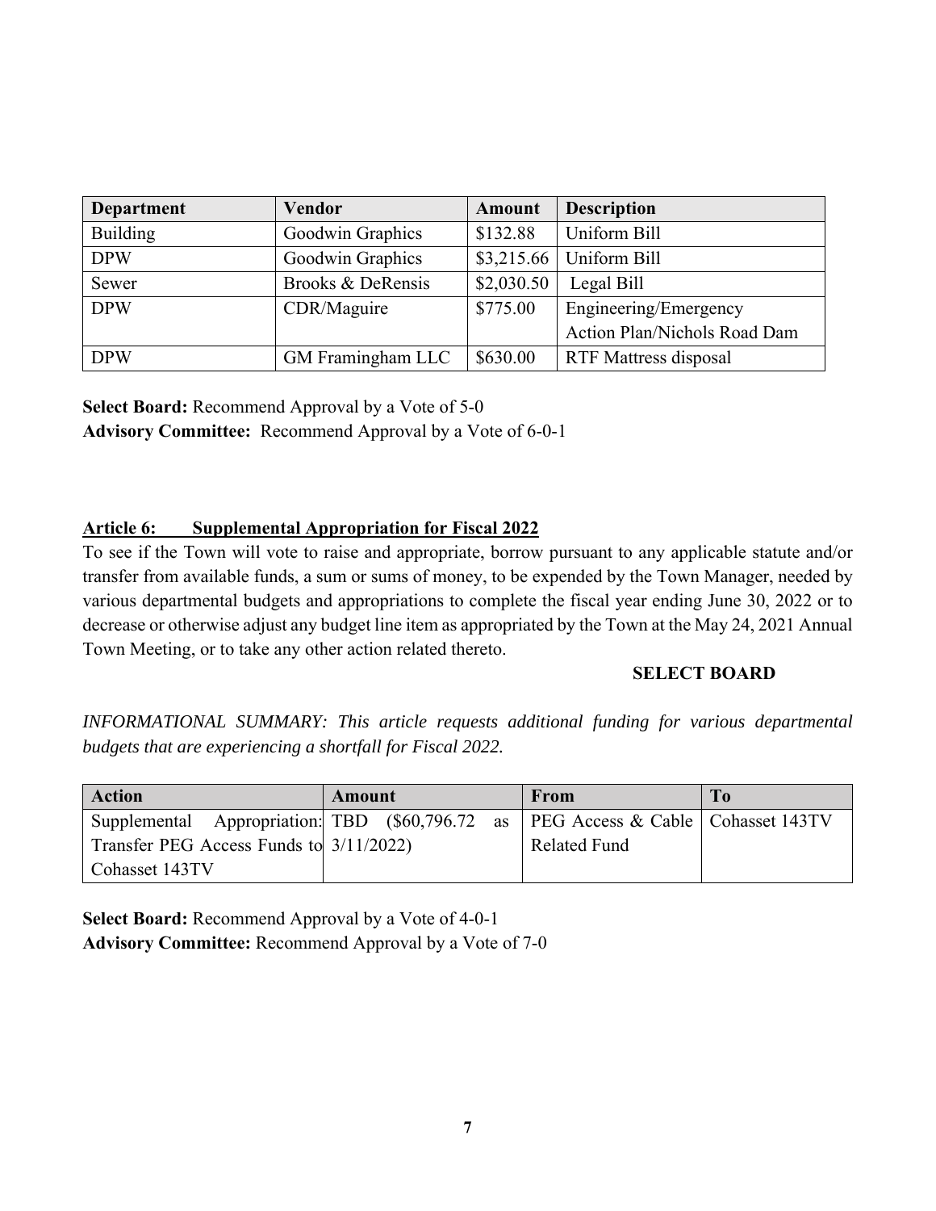| Department | Vendor | Amount | Description |
|---|---|---|---|
| Building | Goodwin Graphics | $132.88 | Uniform Bill |
| DPW | Goodwin Graphics | $3,215.66 | Uniform Bill |
| Sewer | Brooks & DeRensis | $2,030.50 | Legal Bill |
| DPW | CDR/Maguire | $775.00 | Engineering/Emergency Action Plan/Nichols Road Dam |
| DPW | GM Framingham LLC | $630.00 | RTF Mattress disposal |

**Select Board:** Recommend Approval by a Vote of 5-0
**Advisory Committee:** Recommend Approval by a Vote of 6-0-1

## Article 6: Supplemental Appropriation for Fiscal 2022

To see if the Town will vote to raise and appropriate, borrow pursuant to any applicable statute and/or transfer from available funds, a sum or sums of money, to be expended by the Town Manager, needed by various departmental budgets and appropriations to complete the fiscal year ending June 30, 2022 or to decrease or otherwise adjust any budget line item as appropriated by the Town at the May 24, 2021 Annual Town Meeting, or to take any other action related thereto.

**SELECT BOARD**

*INFORMATIONAL SUMMARY: This article requests additional funding for various departmental budgets that are experiencing a shortfall for Fiscal 2022.*

| Action | Amount | From | To |
|---|---|---|---|
| Supplemental Appropriation: Transfer PEG Access Funds to Cohasset 143TV | TBD ($60,796.72 as 3/11/2022) | PEG Access & Cable Related Fund | Cohasset 143TV |

**Select Board:** Recommend Approval by a Vote of 4-0-1
**Advisory Committee:** Recommend Approval by a Vote of 7-0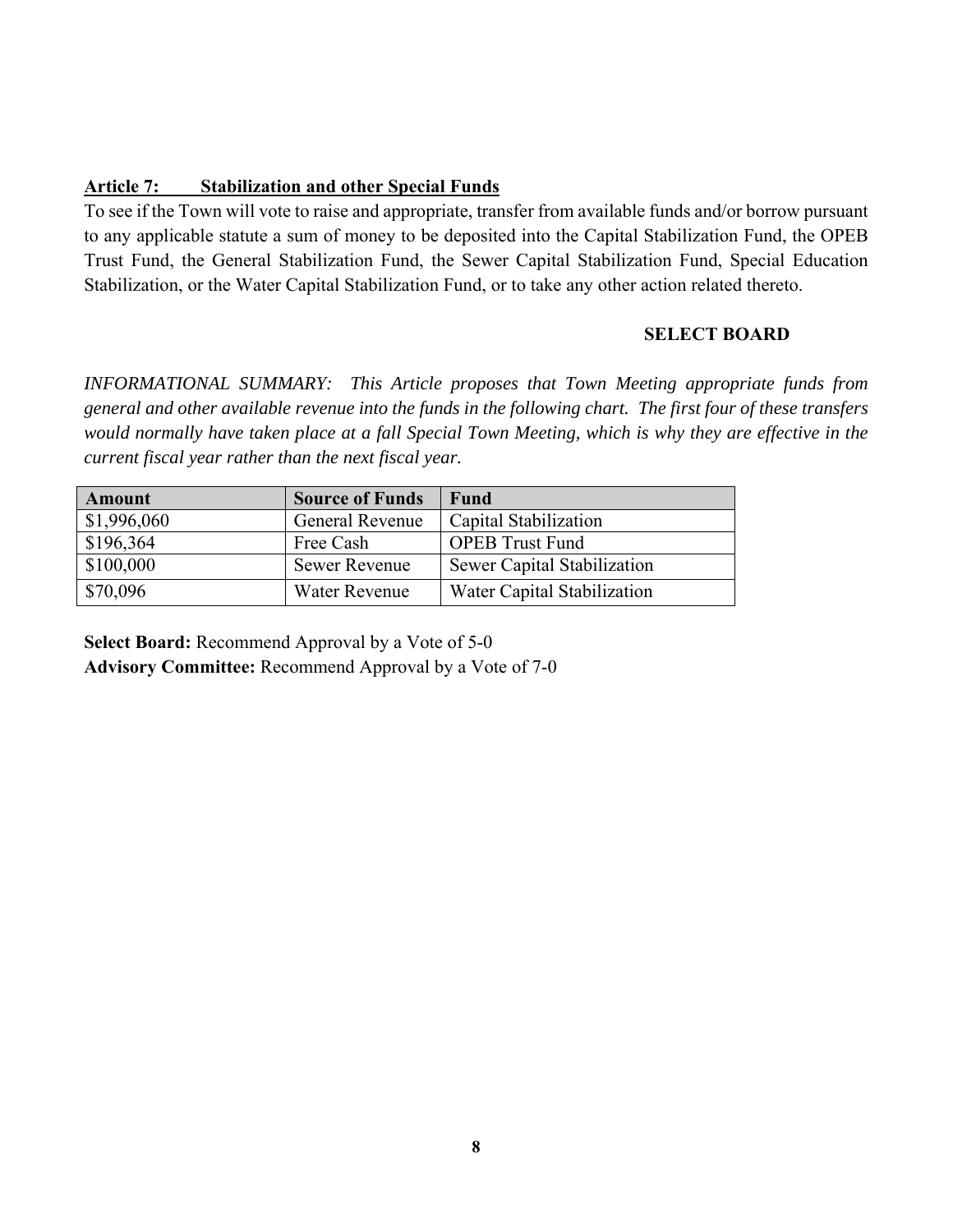**Article 7: Stabilization and other Special Funds**

To see if the Town will vote to raise and appropriate, transfer from available funds and/or borrow pursuant to any applicable statute a sum of money to be deposited into the Capital Stabilization Fund, the OPEB Trust Fund, the General Stabilization Fund, the Sewer Capital Stabilization Fund, Special Education Stabilization, or the Water Capital Stabilization Fund, or to take any other action related thereto.

**SELECT BOARD**

*INFORMATIONAL SUMMARY: This Article proposes that Town Meeting appropriate funds from general and other available revenue into the funds in the following chart. The first four of these transfers would normally have taken place at a fall Special Town Meeting, which is why they are effective in the current fiscal year rather than the next fiscal year.*

| Amount | Source of Funds | Fund |
|---|---|---|
| $1,996,060 | General Revenue | Capital Stabilization |
| $196,364 | Free Cash | OPEB Trust Fund |
| $100,000 | Sewer Revenue | Sewer Capital Stabilization |
| $70,096 | Water Revenue | Water Capital Stabilization |

**Select Board:** Recommend Approval by a Vote of 5-0

**Advisory Committee:** Recommend Approval by a Vote of 7-0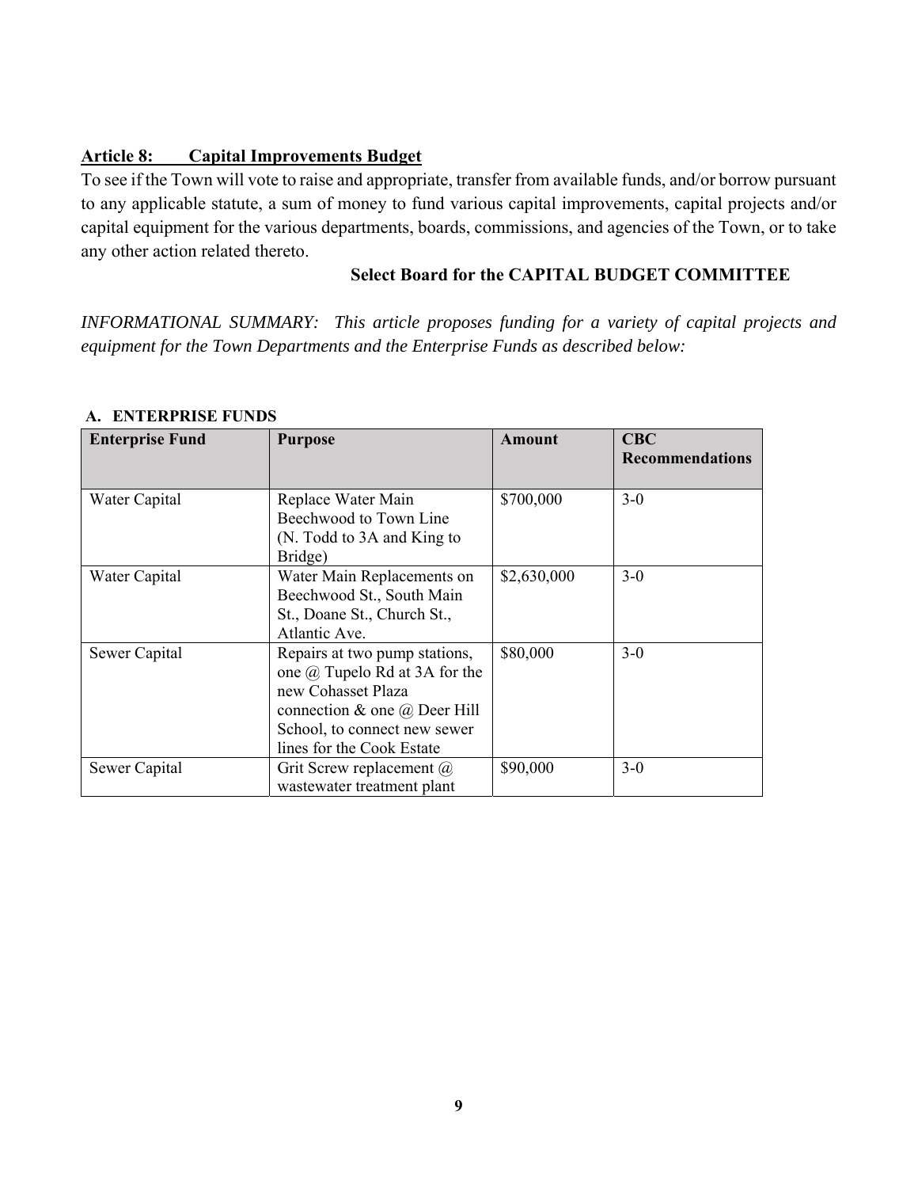**Article 8: Capital Improvements Budget**

To see if the Town will vote to raise and appropriate, transfer from available funds, and/or borrow pursuant to any applicable statute, a sum of money to fund various capital improvements, capital projects and/or capital equipment for the various departments, boards, commissions, and agencies of the Town, or to take any other action related thereto.

**Select Board for the CAPITAL BUDGET COMMITTEE**

*INFORMATIONAL SUMMARY: This article proposes funding for a variety of capital projects and equipment for the Town Departments and the Enterprise Funds as described below:*

**A. ENTERPRISE FUNDS**

| Enterprise Fund | Purpose | Amount | CBC Recommendations |
|---|---|---|---|
| Water Capital | Replace Water Main Beechwood to Town Line (N. Todd to 3A and King to Bridge) | $700,000 | 3-0 |
| Water Capital | Water Main Replacements on Beechwood St., South Main St., Doane St., Church St., Atlantic Ave. | $2,630,000 | 3-0 |
| Sewer Capital | Repairs at two pump stations, one @ Tupelo Rd at 3A for the new Cohasset Plaza connection & one @ Deer Hill School, to connect new sewer lines for the Cook Estate | $80,000 | 3-0 |
| Sewer Capital | Grit Screw replacement @ wastewater treatment plant | $90,000 | 3-0 |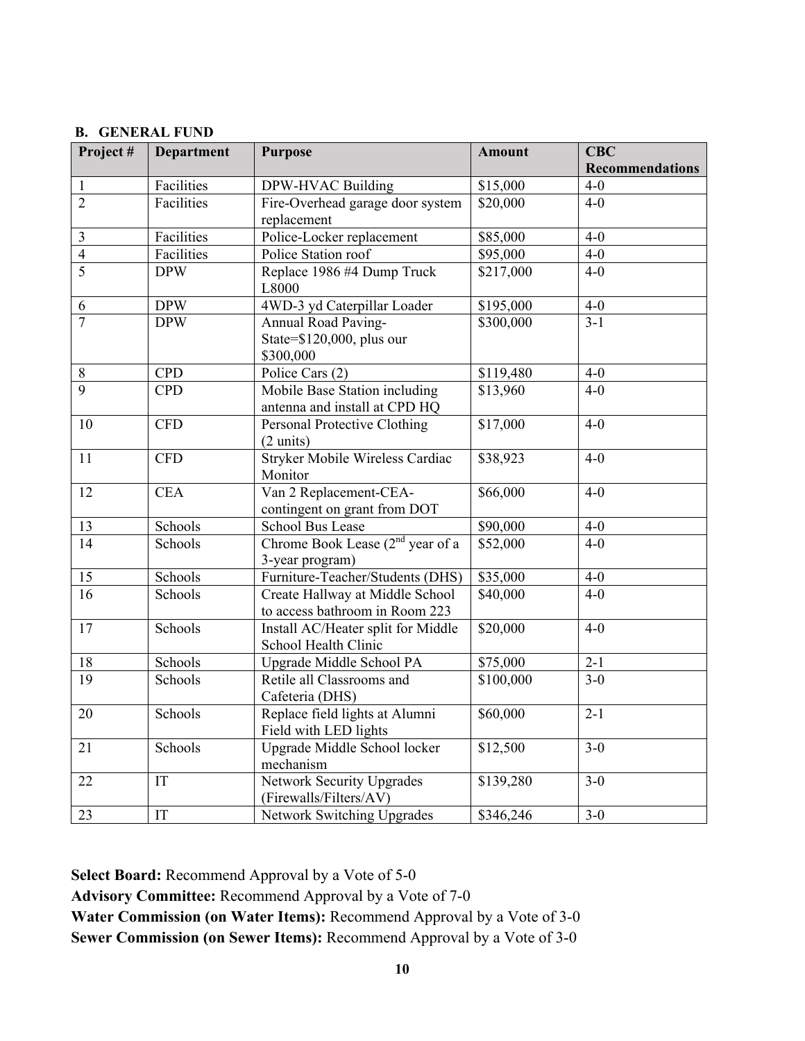**B. GENERAL FUND**

| Project # | Department | Purpose | Amount | CBC Recommendations |
|---|---|---|---|---|
| 1 | Facilities | DPW-HVAC Building | $15,000 | 4-0 |
| 2 | Facilities | Fire-Overhead garage door system replacement | $20,000 | 4-0 |
| 3 | Facilities | Police-Locker replacement | $85,000 | 4-0 |
| 4 | Facilities | Police Station roof | $95,000 | 4-0 |
| 5 | DPW | Replace 1986 #4 Dump Truck L8000 | $217,000 | 4-0 |
| 6 | DPW | 4WD-3 yd Caterpillar Loader | $195,000 | 4-0 |
| 7 | DPW | Annual Road Paving-State=$120,000, plus our $300,000 | $300,000 | 3-1 |
| 8 | CPD | Police Cars (2) | $119,480 | 4-0 |
| 9 | CPD | Mobile Base Station including antenna and install at CPD HQ | $13,960 | 4-0 |
| 10 | CFD | Personal Protective Clothing (2 units) | $17,000 | 4-0 |
| 11 | CFD | Stryker Mobile Wireless Cardiac Monitor | $38,923 | 4-0 |
| 12 | CEA | Van 2 Replacement-CEA-contingent on grant from DOT | $66,000 | 4-0 |
| 13 | Schools | School Bus Lease | $90,000 | 4-0 |
| 14 | Schools | Chrome Book Lease (2nd year of a 3-year program) | $52,000 | 4-0 |
| 15 | Schools | Furniture-Teacher/Students (DHS) | $35,000 | 4-0 |
| 16 | Schools | Create Hallway at Middle School to access bathroom in Room 223 | $40,000 | 4-0 |
| 17 | Schools | Install AC/Heater split for Middle School Health Clinic | $20,000 | 4-0 |
| 18 | Schools | Upgrade Middle School PA | $75,000 | 2-1 |
| 19 | Schools | Retile all Classrooms and Cafeteria (DHS) | $100,000 | 3-0 |
| 20 | Schools | Replace field lights at Alumni Field with LED lights | $60,000 | 2-1 |
| 21 | Schools | Upgrade Middle School locker mechanism | $12,500 | 3-0 |
| 22 | IT | Network Security Upgrades (Firewalls/Filters/AV) | $139,280 | 3-0 |
| 23 | IT | Network Switching Upgrades | $346,246 | 3-0 |

**Select Board:** Recommend Approval by a Vote of 5-0
**Advisory Committee:** Recommend Approval by a Vote of 7-0
**Water Commission (on Water Items):** Recommend Approval by a Vote of 3-0
**Sewer Commission (on Sewer Items):** Recommend Approval by a Vote of 3-0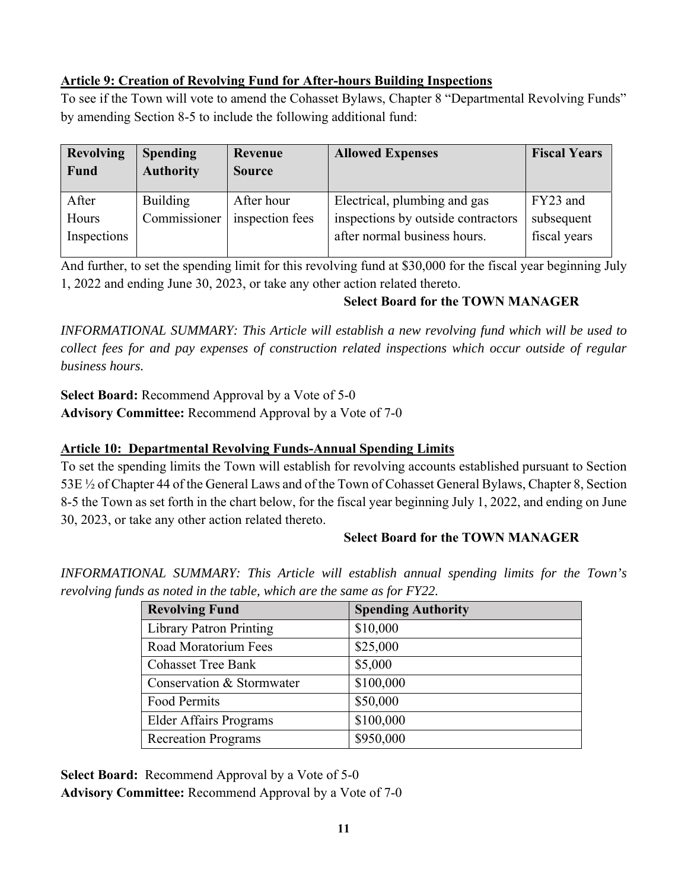**Article 9: Creation of Revolving Fund for After-hours Building Inspections**

To see if the Town will vote to amend the Cohasset Bylaws, Chapter 8 "Departmental Revolving Funds" by amending Section 8-5 to include the following additional fund:

| Revolving Fund | Spending Authority | Revenue Source | Allowed Expenses | Fiscal Years |
|---|---|---|---|---|
| After Hours Inspections | Building Commissioner | After hour inspection fees | Electrical, plumbing and gas inspections by outside contractors after normal business hours. | FY23 and subsequent fiscal years |

And further, to set the spending limit for this revolving fund at $30,000 for the fiscal year beginning July 1, 2022 and ending June 30, 2023, or take any other action related thereto.

**Select Board for the TOWN MANAGER**

*INFORMATIONAL SUMMARY: This Article will establish a new revolving fund which will be used to collect fees for and pay expenses of construction related inspections which occur outside of regular business hours.*

**Select Board:** Recommend Approval by a Vote of 5-0
**Advisory Committee:** Recommend Approval by a Vote of 7-0

**Article 10: Departmental Revolving Funds-Annual Spending Limits**

To set the spending limits the Town will establish for revolving accounts established pursuant to Section 53E ½ of Chapter 44 of the General Laws and of the Town of Cohasset General Bylaws, Chapter 8, Section 8-5 the Town as set forth in the chart below, for the fiscal year beginning July 1, 2022, and ending on June 30, 2023, or take any other action related thereto.

**Select Board for the TOWN MANAGER**

*INFORMATIONAL SUMMARY: This Article will establish annual spending limits for the Town's revolving funds as noted in the table, which are the same as for FY22.*

| Revolving Fund | Spending Authority |
|---|---|
| Library Patron Printing | $10,000 |
| Road Moratorium Fees | $25,000 |
| Cohasset Tree Bank | $5,000 |
| Conservation & Stormwater | $100,000 |
| Food Permits | $50,000 |
| Elder Affairs Programs | $100,000 |
| Recreation Programs | $950,000 |

**Select Board:** Recommend Approval by a Vote of 5-0
**Advisory Committee:** Recommend Approval by a Vote of 7-0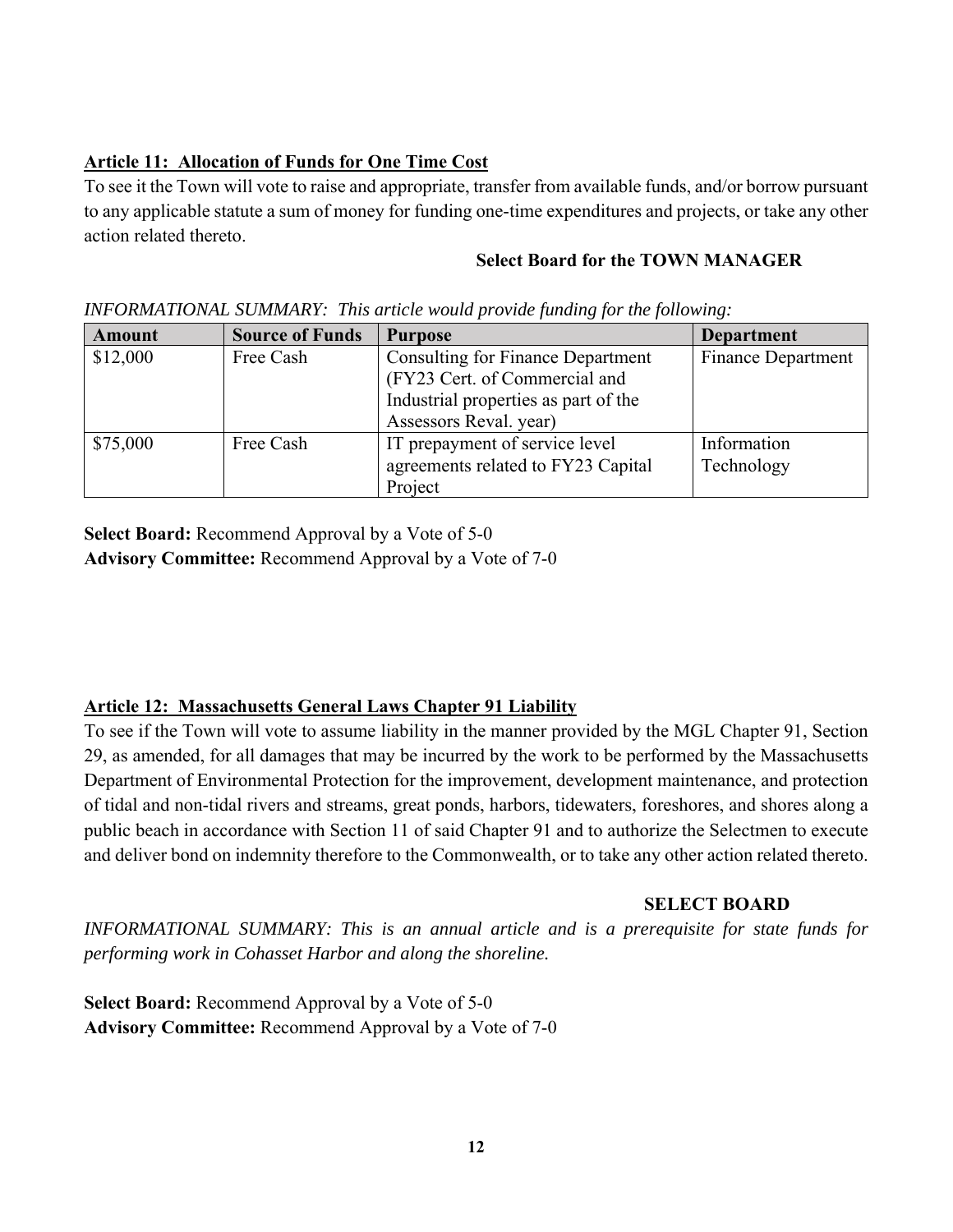**Article 11: Allocation of Funds for One Time Cost**

To see it the Town will vote to raise and appropriate, transfer from available funds, and/or borrow pursuant to any applicable statute a sum of money for funding one-time expenditures and projects, or take any other action related thereto.

**Select Board for the TOWN MANAGER**

*INFORMATIONAL SUMMARY: This article would provide funding for the following:*

| Amount | Source of Funds | Purpose | Department |
|---|---|---|---|
| \$12,000 | Free Cash | Consulting for Finance Department (FY23 Cert. of Commercial and Industrial properties as part of the Assessors Reval. year) | Finance Department |
| \$75,000 | Free Cash | IT prepayment of service level agreements related to FY23 Capital Project | Information Technology |

**Select Board:** Recommend Approval by a Vote of 5-0
**Advisory Committee:** Recommend Approval by a Vote of 7-0

**Article 12: Massachusetts General Laws Chapter 91 Liability**

To see if the Town will vote to assume liability in the manner provided by the MGL Chapter 91, Section 29, as amended, for all damages that may be incurred by the work to be performed by the Massachusetts Department of Environmental Protection for the improvement, development maintenance, and protection of tidal and non-tidal rivers and streams, great ponds, harbors, tidewaters, foreshores, and shores along a public beach in accordance with Section 11 of said Chapter 91 and to authorize the Selectmen to execute and deliver bond on indemnity therefore to the Commonwealth, or to take any other action related thereto.

**SELECT BOARD**

*INFORMATIONAL SUMMARY: This is an annual article and is a prerequisite for state funds for performing work in Cohasset Harbor and along the shoreline.*

**Select Board:** Recommend Approval by a Vote of 5-0
**Advisory Committee:** Recommend Approval by a Vote of 7-0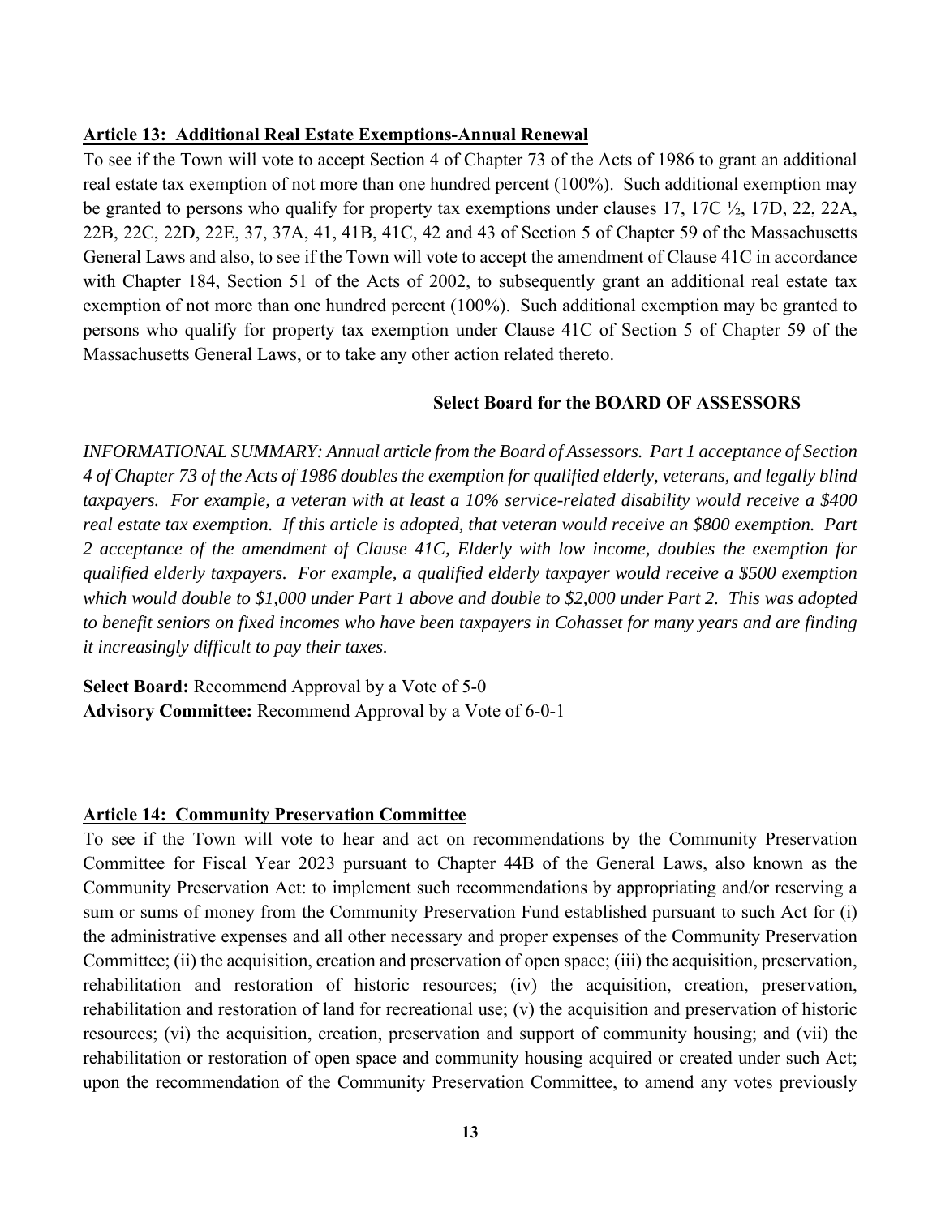**Article 13: Additional Real Estate Exemptions-Annual Renewal**

To see if the Town will vote to accept Section 4 of Chapter 73 of the Acts of 1986 to grant an additional real estate tax exemption of not more than one hundred percent (100%). Such additional exemption may be granted to persons who qualify for property tax exemptions under clauses 17, 17C ½, 17D, 22, 22A, 22B, 22C, 22D, 22E, 37, 37A, 41, 41B, 41C, 42 and 43 of Section 5 of Chapter 59 of the Massachusetts General Laws and also, to see if the Town will vote to accept the amendment of Clause 41C in accordance with Chapter 184, Section 51 of the Acts of 2002, to subsequently grant an additional real estate tax exemption of not more than one hundred percent (100%). Such additional exemption may be granted to persons who qualify for property tax exemption under Clause 41C of Section 5 of Chapter 59 of the Massachusetts General Laws, or to take any other action related thereto.

**Select Board for the BOARD OF ASSESSORS**

*INFORMATIONAL SUMMARY: Annual article from the Board of Assessors. Part 1 acceptance of Section 4 of Chapter 73 of the Acts of 1986 doubles the exemption for qualified elderly, veterans, and legally blind taxpayers. For example, a veteran with at least a 10% service-related disability would receive a $400 real estate tax exemption. If this article is adopted, that veteran would receive an $800 exemption. Part 2 acceptance of the amendment of Clause 41C, Elderly with low income, doubles the exemption for qualified elderly taxpayers. For example, a qualified elderly taxpayer would receive a $500 exemption which would double to $1,000 under Part 1 above and double to $2,000 under Part 2. This was adopted to benefit seniors on fixed incomes who have been taxpayers in Cohasset for many years and are finding it increasingly difficult to pay their taxes.*

**Select Board:** Recommend Approval by a Vote of 5-0
**Advisory Committee:** Recommend Approval by a Vote of 6-0-1

**Article 14: Community Preservation Committee**

To see if the Town will vote to hear and act on recommendations by the Community Preservation Committee for Fiscal Year 2023 pursuant to Chapter 44B of the General Laws, also known as the Community Preservation Act: to implement such recommendations by appropriating and/or reserving a sum or sums of money from the Community Preservation Fund established pursuant to such Act for (i) the administrative expenses and all other necessary and proper expenses of the Community Preservation Committee; (ii) the acquisition, creation and preservation of open space; (iii) the acquisition, preservation, rehabilitation and restoration of historic resources; (iv) the acquisition, creation, preservation, rehabilitation and restoration of land for recreational use; (v) the acquisition and preservation of historic resources; (vi) the acquisition, creation, preservation and support of community housing; and (vii) the rehabilitation or restoration of open space and community housing acquired or created under such Act; upon the recommendation of the Community Preservation Committee, to amend any votes previously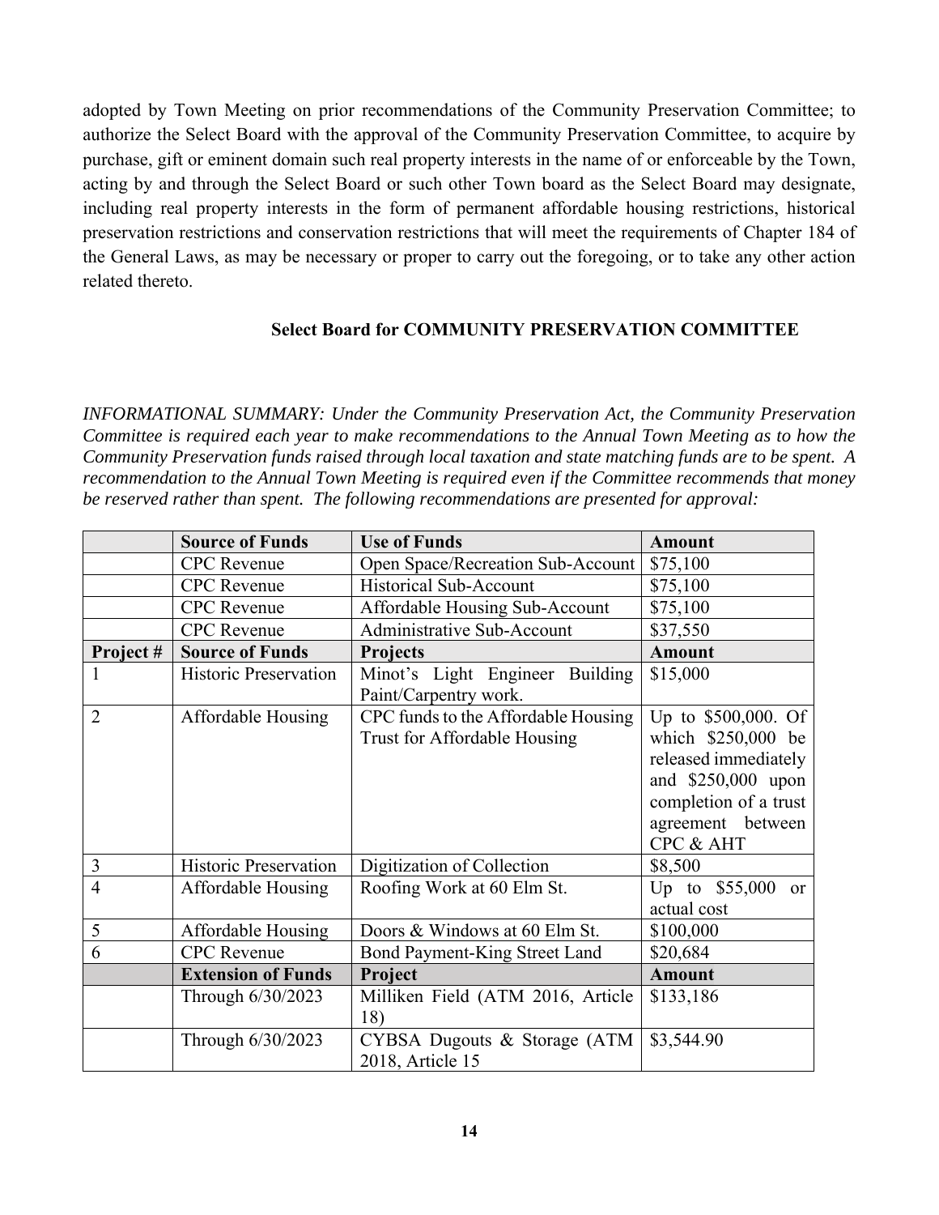adopted by Town Meeting on prior recommendations of the Community Preservation Committee; to authorize the Select Board with the approval of the Community Preservation Committee, to acquire by purchase, gift or eminent domain such real property interests in the name of or enforceable by the Town, acting by and through the Select Board or such other Town board as the Select Board may designate, including real property interests in the form of permanent affordable housing restrictions, historical preservation restrictions and conservation restrictions that will meet the requirements of Chapter 184 of the General Laws, as may be necessary or proper to carry out the foregoing, or to take any other action related thereto.

**Select Board for COMMUNITY PRESERVATION COMMITTEE**

*INFORMATIONAL SUMMARY: Under the Community Preservation Act, the Community Preservation Committee is required each year to make recommendations to the Annual Town Meeting as to how the Community Preservation funds raised through local taxation and state matching funds are to be spent. A recommendation to the Annual Town Meeting is required even if the Committee recommends that money be reserved rather than spent. The following recommendations are presented for approval:*

| | **Source of Funds** | **Use of Funds** | **Amount** |
|---|---|---|---|
| | CPC Revenue | Open Space/Recreation Sub-Account | $75,100 |
| | CPC Revenue | Historical Sub-Account | $75,100 |
| | CPC Revenue | Affordable Housing Sub-Account | $75,100 |
| | CPC Revenue | Administrative Sub-Account | $37,550 |
| **Project #** | **Source of Funds** | **Projects** | **Amount** |
| 1 | Historic Preservation | Minot's Light Engineer Building Paint/Carpentry work. | $15,000 |
| 2 | Affordable Housing | CPC funds to the Affordable Housing Trust for Affordable Housing | Up to $500,000. Of which $250,000 be released immediately and $250,000 upon completion of a trust agreement between CPC & AHT |
| 3 | Historic Preservation | Digitization of Collection | $8,500 |
| 4 | Affordable Housing | Roofing Work at 60 Elm St. | Up to $55,000 or actual cost |
| 5 | Affordable Housing | Doors & Windows at 60 Elm St. | $100,000 |
| 6 | CPC Revenue | Bond Payment-King Street Land | $20,684 |
| | **Extension of Funds** | **Project** | **Amount** |
| | Through 6/30/2023 | Milliken Field (ATM 2016, Article 18) | $133,186 |
| | Through 6/30/2023 | CYBSA Dugouts & Storage (ATM 2018, Article 15 | $3,544.90 |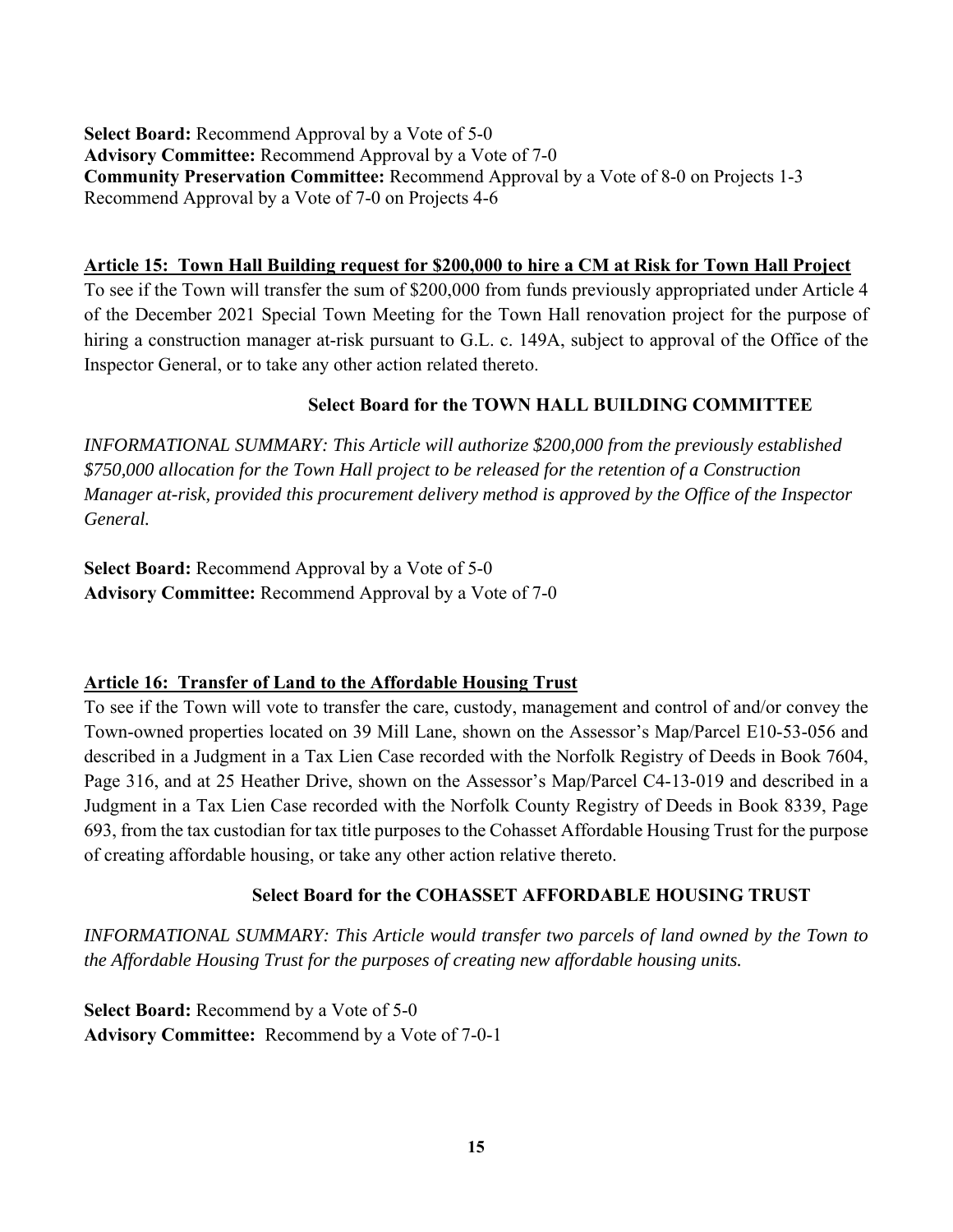**Select Board:** Recommend Approval by a Vote of 5-0
**Advisory Committee:** Recommend Approval by a Vote of 7-0
**Community Preservation Committee:** Recommend Approval by a Vote of 8-0 on Projects 1-3
Recommend Approval by a Vote of 7-0 on Projects 4-6

## Article 15: Town Hall Building request for $200,000 to hire a CM at Risk for Town Hall Project

To see if the Town will transfer the sum of $200,000 from funds previously appropriated under Article 4 of the December 2021 Special Town Meeting for the Town Hall renovation project for the purpose of hiring a construction manager at-risk pursuant to G.L. c. 149A, subject to approval of the Office of the Inspector General, or to take any other action related thereto.

**Select Board for the TOWN HALL BUILDING COMMITTEE**

*INFORMATIONAL SUMMARY: This Article will authorize $200,000 from the previously established $750,000 allocation for the Town Hall project to be released for the retention of a Construction Manager at-risk, provided this procurement delivery method is approved by the Office of the Inspector General.*

**Select Board:** Recommend Approval by a Vote of 5-0
**Advisory Committee:** Recommend Approval by a Vote of 7-0

## Article 16: Transfer of Land to the Affordable Housing Trust

To see if the Town will vote to transfer the care, custody, management and control of and/or convey the Town-owned properties located on 39 Mill Lane, shown on the Assessor's Map/Parcel E10-53-056 and described in a Judgment in a Tax Lien Case recorded with the Norfolk Registry of Deeds in Book 7604, Page 316, and at 25 Heather Drive, shown on the Assessor's Map/Parcel C4-13-019 and described in a Judgment in a Tax Lien Case recorded with the Norfolk County Registry of Deeds in Book 8339, Page 693, from the tax custodian for tax title purposes to the Cohasset Affordable Housing Trust for the purpose of creating affordable housing, or take any other action relative thereto.

**Select Board for the COHASSET AFFORDABLE HOUSING TRUST**

*INFORMATIONAL SUMMARY: This Article would transfer two parcels of land owned by the Town to the Affordable Housing Trust for the purposes of creating new affordable housing units.*

**Select Board:** Recommend by a Vote of 5-0
**Advisory Committee:** Recommend by a Vote of 7-0-1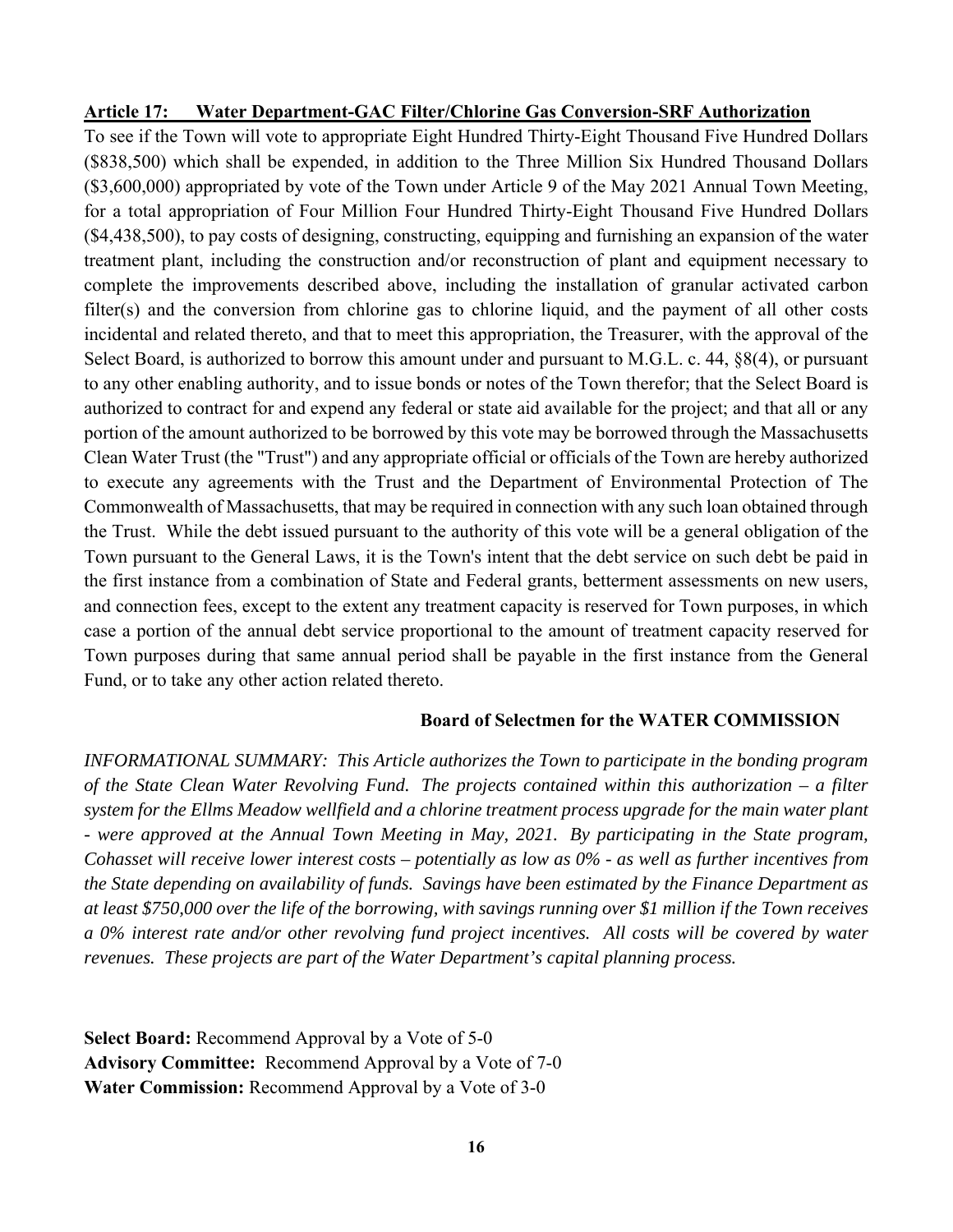**Article 17: Water Department-GAC Filter/Chlorine Gas Conversion-SRF Authorization**

To see if the Town will vote to appropriate Eight Hundred Thirty-Eight Thousand Five Hundred Dollars ($838,500) which shall be expended, in addition to the Three Million Six Hundred Thousand Dollars ($3,600,000) appropriated by vote of the Town under Article 9 of the May 2021 Annual Town Meeting, for a total appropriation of Four Million Four Hundred Thirty-Eight Thousand Five Hundred Dollars ($4,438,500), to pay costs of designing, constructing, equipping and furnishing an expansion of the water treatment plant, including the construction and/or reconstruction of plant and equipment necessary to complete the improvements described above, including the installation of granular activated carbon filter(s) and the conversion from chlorine gas to chlorine liquid, and the payment of all other costs incidental and related thereto, and that to meet this appropriation, the Treasurer, with the approval of the Select Board, is authorized to borrow this amount under and pursuant to M.G.L. c. 44, §8(4), or pursuant to any other enabling authority, and to issue bonds or notes of the Town therefor; that the Select Board is authorized to contract for and expend any federal or state aid available for the project; and that all or any portion of the amount authorized to be borrowed by this vote may be borrowed through the Massachusetts Clean Water Trust (the "Trust") and any appropriate official or officials of the Town are hereby authorized to execute any agreements with the Trust and the Department of Environmental Protection of The Commonwealth of Massachusetts, that may be required in connection with any such loan obtained through the Trust. While the debt issued pursuant to the authority of this vote will be a general obligation of the Town pursuant to the General Laws, it is the Town's intent that the debt service on such debt be paid in the first instance from a combination of State and Federal grants, betterment assessments on new users, and connection fees, except to the extent any treatment capacity is reserved for Town purposes, in which case a portion of the annual debt service proportional to the amount of treatment capacity reserved for Town purposes during that same annual period shall be payable in the first instance from the General Fund, or to take any other action related thereto.

**Board of Selectmen for the WATER COMMISSION**

*INFORMATIONAL SUMMARY: This Article authorizes the Town to participate in the bonding program of the State Clean Water Revolving Fund. The projects contained within this authorization – a filter system for the Ellms Meadow wellfield and a chlorine treatment process upgrade for the main water plant - were approved at the Annual Town Meeting in May, 2021. By participating in the State program, Cohasset will receive lower interest costs – potentially as low as 0% - as well as further incentives from the State depending on availability of funds. Savings have been estimated by the Finance Department as at least $750,000 over the life of the borrowing, with savings running over $1 million if the Town receives a 0% interest rate and/or other revolving fund project incentives. All costs will be covered by water revenues. These projects are part of the Water Department's capital planning process.*

**Select Board:** Recommend Approval by a Vote of 5-0
**Advisory Committee:** Recommend Approval by a Vote of 7-0
**Water Commission:** Recommend Approval by a Vote of 3-0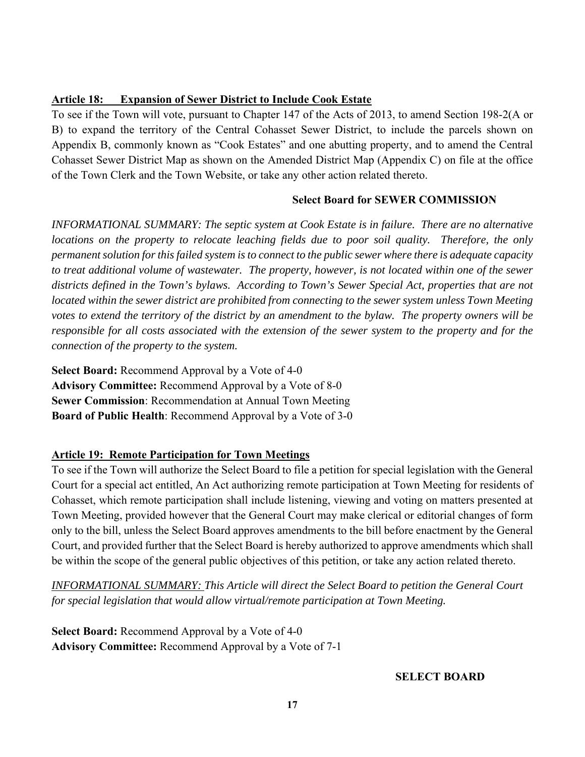**Article 18: Expansion of Sewer District to Include Cook Estate**

To see if the Town will vote, pursuant to Chapter 147 of the Acts of 2013, to amend Section 198-2(A or B) to expand the territory of the Central Cohasset Sewer District, to include the parcels shown on Appendix B, commonly known as "Cook Estates" and one abutting property, and to amend the Central Cohasset Sewer District Map as shown on the Amended District Map (Appendix C) on file at the office of the Town Clerk and the Town Website, or take any other action related thereto.

**Select Board for SEWER COMMISSION**

*INFORMATIONAL SUMMARY: The septic system at Cook Estate is in failure. There are no alternative locations on the property to relocate leaching fields due to poor soil quality. Therefore, the only permanent solution for this failed system is to connect to the public sewer where there is adequate capacity to treat additional volume of wastewater. The property, however, is not located within one of the sewer districts defined in the Town's bylaws. According to Town's Sewer Special Act, properties that are not located within the sewer district are prohibited from connecting to the sewer system unless Town Meeting votes to extend the territory of the district by an amendment to the bylaw. The property owners will be responsible for all costs associated with the extension of the sewer system to the property and for the connection of the property to the system.*

**Select Board:** Recommend Approval by a Vote of 4-0
**Advisory Committee:** Recommend Approval by a Vote of 8-0
**Sewer Commission**: Recommendation at Annual Town Meeting
**Board of Public Health**: Recommend Approval by a Vote of 3-0

**Article 19: Remote Participation for Town Meetings**

To see if the Town will authorize the Select Board to file a petition for special legislation with the General Court for a special act entitled, An Act authorizing remote participation at Town Meeting for residents of Cohasset, which remote participation shall include listening, viewing and voting on matters presented at Town Meeting, provided however that the General Court may make clerical or editorial changes of form only to the bill, unless the Select Board approves amendments to the bill before enactment by the General Court, and provided further that the Select Board is hereby authorized to approve amendments which shall be within the scope of the general public objectives of this petition, or take any action related thereto.

*INFORMATIONAL SUMMARY: This Article will direct the Select Board to petition the General Court for special legislation that would allow virtual/remote participation at Town Meeting.*

**Select Board:** Recommend Approval by a Vote of 4-0
**Advisory Committee:** Recommend Approval by a Vote of 7-1

**SELECT BOARD**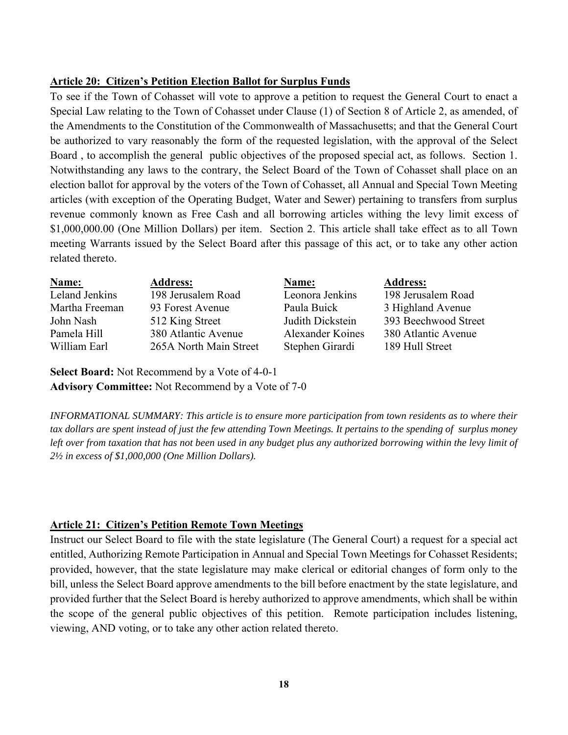**Article 20: Citizen's Petition Election Ballot for Surplus Funds**

To see if the Town of Cohasset will vote to approve a petition to request the General Court to enact a Special Law relating to the Town of Cohasset under Clause (1) of Section 8 of Article 2, as amended, of the Amendments to the Constitution of the Commonwealth of Massachusetts; and that the General Court be authorized to vary reasonably the form of the requested legislation, with the approval of the Select Board , to accomplish the general public objectives of the proposed special act, as follows. Section 1. Notwithstanding any laws to the contrary, the Select Board of the Town of Cohasset shall place on an election ballot for approval by the voters of the Town of Cohasset, all Annual and Special Town Meeting articles (with exception of the Operating Budget, Water and Sewer) pertaining to transfers from surplus revenue commonly known as Free Cash and all borrowing articles withing the levy limit excess of $1,000,000.00 (One Million Dollars) per item. Section 2. This article shall take effect as to all Town meeting Warrants issued by the Select Board after this passage of this act, or to take any other action related thereto.

| **Name:** | **Address:** | **Name:** | **Address:** |
|---|---|---|---|
| Leland Jenkins | 198 Jerusalem Road | Leonora Jenkins | 198 Jerusalem Road |
| Martha Freeman | 93 Forest Avenue | Paula Buick | 3 Highland Avenue |
| John Nash | 512 King Street | Judith Dickstein | 393 Beechwood Street |
| Pamela Hill | 380 Atlantic Avenue | Alexander Koines | 380 Atlantic Avenue |
| William Earl | 265A North Main Street | Stephen Girardi | 189 Hull Street |

**Select Board:** Not Recommend by a Vote of 4-0-1
**Advisory Committee:** Not Recommend by a Vote of 7-0

*INFORMATIONAL SUMMARY: This article is to ensure more participation from town residents as to where their tax dollars are spent instead of just the few attending Town Meetings. It pertains to the spending of surplus money left over from taxation that has not been used in any budget plus any authorized borrowing within the levy limit of 2½ in excess of $1,000,000 (One Million Dollars).*

**Article 21: Citizen's Petition Remote Town Meetings**

Instruct our Select Board to file with the state legislature (The General Court) a request for a special act entitled, Authorizing Remote Participation in Annual and Special Town Meetings for Cohasset Residents; provided, however, that the state legislature may make clerical or editorial changes of form only to the bill, unless the Select Board approve amendments to the bill before enactment by the state legislature, and provided further that the Select Board is hereby authorized to approve amendments, which shall be within the scope of the general public objectives of this petition. Remote participation includes listening, viewing, AND voting, or to take any other action related thereto.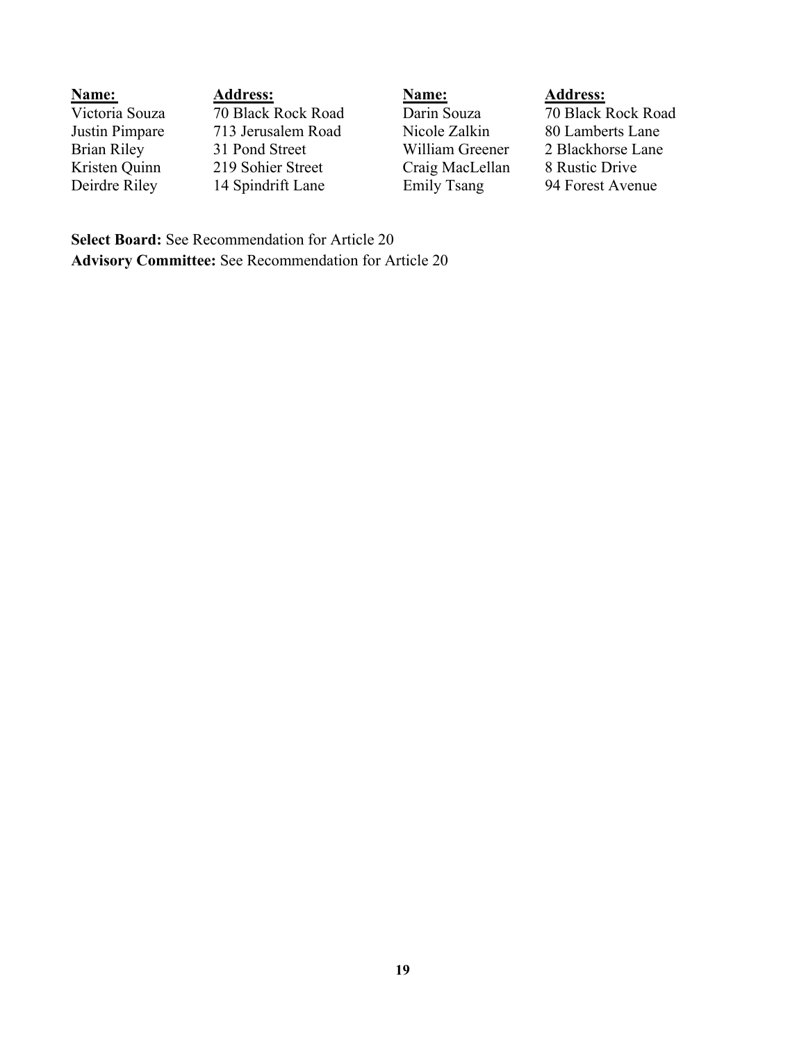| Name: | Address: | Name: | Address: |
|---|---|---|---|
| Victoria Souza | 70 Black Rock Road | Darin Souza | 70 Black Rock Road |
| Justin Pimpare | 713 Jerusalem Road | Nicole Zalkin | 80 Lamberts Lane |
| Brian Riley | 31 Pond Street | William Greener | 2 Blackhorse Lane |
| Kristen Quinn | 219 Sohier Street | Craig MacLellan | 8 Rustic Drive |
| Deirdre Riley | 14 Spindrift Lane | Emily Tsang | 94 Forest Avenue |

**Select Board:** See Recommendation for Article 20
**Advisory Committee:** See Recommendation for Article 20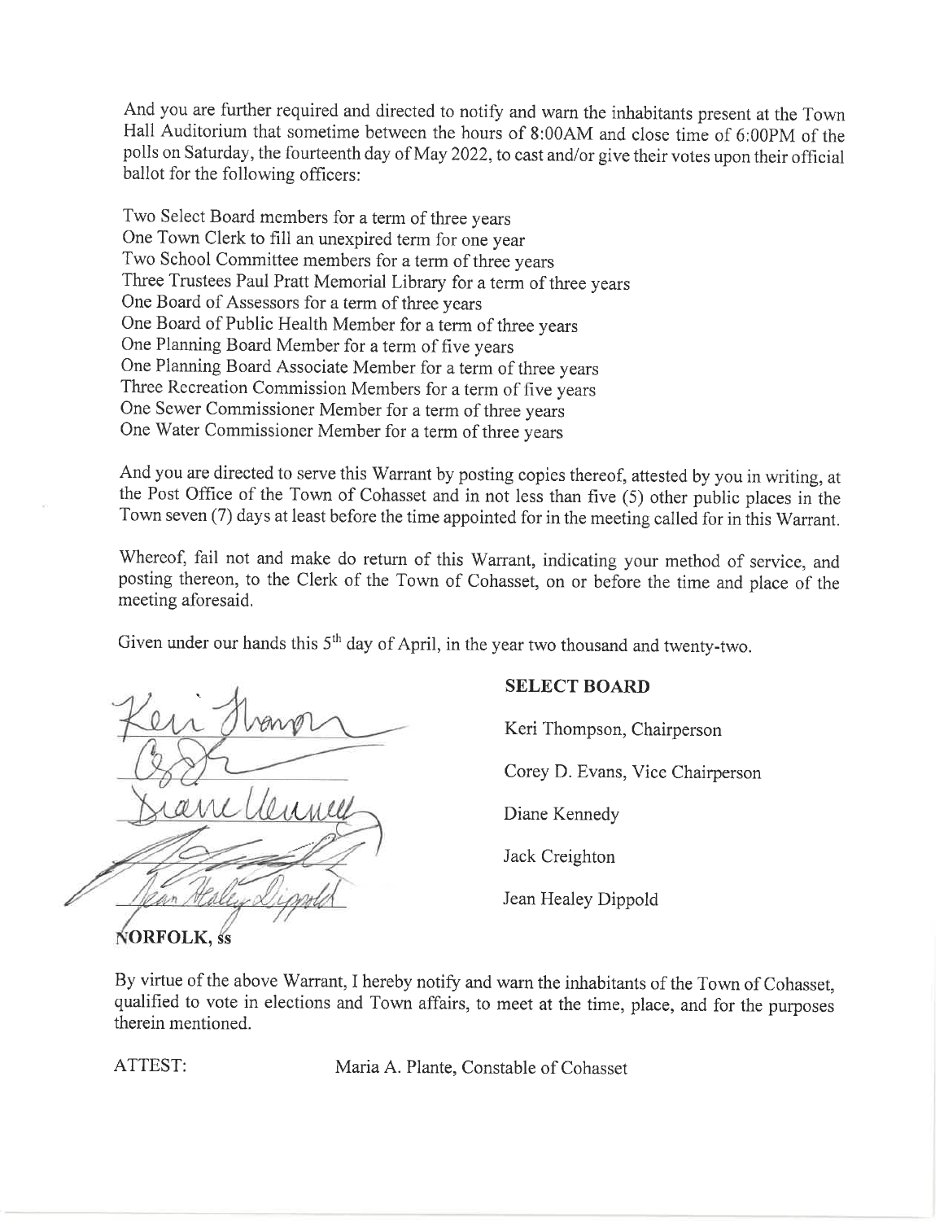And you are further required and directed to notify and warn the inhabitants present at the Town Hall Auditorium that sometime between the hours of 8:00AM and close time of 6:00PM of the polls on Saturday, the fourteenth day of May 2022, to cast and/or give their votes upon their official ballot for the following officers:

Two Select Board members for a term of three years
One Town Clerk to fill an unexpired term for one year
Two School Committee members for a term of three years
Three Trustees Paul Pratt Memorial Library for a term of three years
One Board of Assessors for a term of three years
One Board of Public Health Member for a term of three years
One Planning Board Member for a term of five years
One Planning Board Associate Member for a term of three years
Three Recreation Commission Members for a term of five years
One Sewer Commissioner Member for a term of three years
One Water Commissioner Member for a term of three years

And you are directed to serve this Warrant by posting copies thereof, attested by you in writing, at the Post Office of the Town of Cohasset and in not less than five (5) other public places in the Town seven (7) days at least before the time appointed for in the meeting called for in this Warrant.

Whereof, fail not and make do return of this Warrant, indicating your method of service, and posting thereon, to the Clerk of the Town of Cohasset, on or before the time and place of the meeting aforesaid.

Given under our hands this 5th day of April, in the year two thousand and twenty-two.

**SELECT BOARD**

Keri Thompson, Chairperson

Corey D. Evans, Vice Chairperson

Diane Kennedy

Jack Creighton

Jean Healey Dippold

**NORFOLK, ss**

By virtue of the above Warrant, I hereby notify and warn the inhabitants of the Town of Cohasset, qualified to vote in elections and Town affairs, to meet at the time, place, and for the purposes therein mentioned.

ATTEST: Maria A. Plante, Constable of Cohasset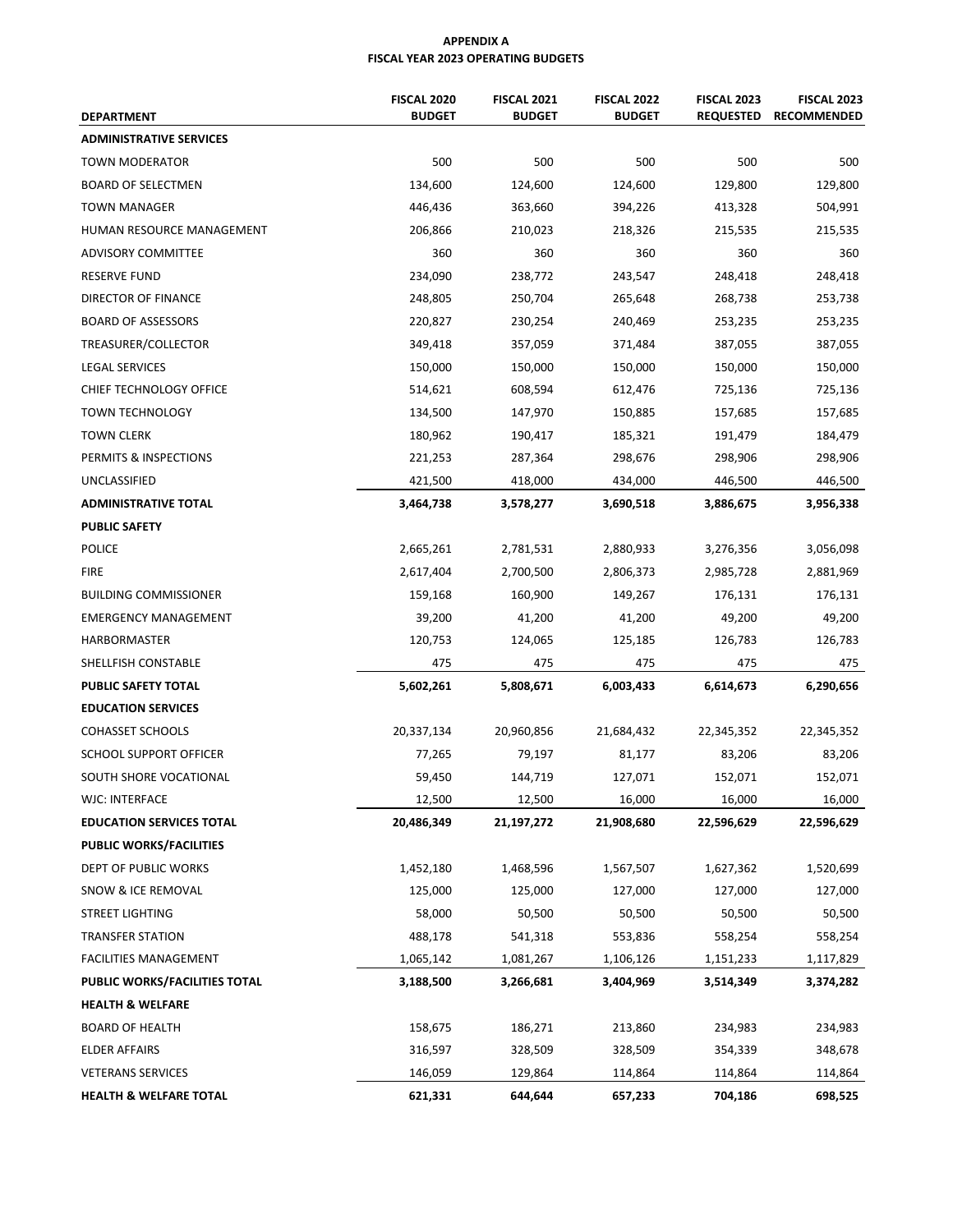**APPENDIX A**
**FISCAL YEAR 2023 OPERATING BUDGETS**

| DEPARTMENT | FISCAL 2020 BUDGET | FISCAL 2021 BUDGET | FISCAL 2022 BUDGET | FISCAL 2023 REQUESTED | FISCAL 2023 RECOMMENDED |
|---|---|---|---|---|---|
| **ADMINISTRATIVE SERVICES** | | | | | |
| TOWN MODERATOR | 500 | 500 | 500 | 500 | 500 |
| BOARD OF SELECTMEN | 134,600 | 124,600 | 124,600 | 129,800 | 129,800 |
| TOWN MANAGER | 446,436 | 363,660 | 394,226 | 413,328 | 504,991 |
| HUMAN RESOURCE MANAGEMENT | 206,866 | 210,023 | 218,326 | 215,535 | 215,535 |
| ADVISORY COMMITTEE | 360 | 360 | 360 | 360 | 360 |
| RESERVE FUND | 234,090 | 238,772 | 243,547 | 248,418 | 248,418 |
| DIRECTOR OF FINANCE | 248,805 | 250,704 | 265,648 | 268,738 | 253,738 |
| BOARD OF ASSESSORS | 220,827 | 230,254 | 240,469 | 253,235 | 253,235 |
| TREASURER/COLLECTOR | 349,418 | 357,059 | 371,484 | 387,055 | 387,055 |
| LEGAL SERVICES | 150,000 | 150,000 | 150,000 | 150,000 | 150,000 |
| CHIEF TECHNOLOGY OFFICE | 514,621 | 608,594 | 612,476 | 725,136 | 725,136 |
| TOWN TECHNOLOGY | 134,500 | 147,970 | 150,885 | 157,685 | 157,685 |
| TOWN CLERK | 180,962 | 190,417 | 185,321 | 191,479 | 184,479 |
| PERMITS & INSPECTIONS | 221,253 | 287,364 | 298,676 | 298,906 | 298,906 |
| UNCLASSIFIED | 421,500 | 418,000 | 434,000 | 446,500 | 446,500 |
| **ADMINISTRATIVE TOTAL** | **3,464,738** | **3,578,277** | **3,690,518** | **3,886,675** | **3,956,338** |
| **PUBLIC SAFETY** | | | | | |
| POLICE | 2,665,261 | 2,781,531 | 2,880,933 | 3,276,356 | 3,056,098 |
| FIRE | 2,617,404 | 2,700,500 | 2,806,373 | 2,985,728 | 2,881,969 |
| BUILDING COMMISSIONER | 159,168 | 160,900 | 149,267 | 176,131 | 176,131 |
| EMERGENCY MANAGEMENT | 39,200 | 41,200 | 41,200 | 49,200 | 49,200 |
| HARBORMASTER | 120,753 | 124,065 | 125,185 | 126,783 | 126,783 |
| SHELLFISH CONSTABLE | 475 | 475 | 475 | 475 | 475 |
| **PUBLIC SAFETY TOTAL** | **5,602,261** | **5,808,671** | **6,003,433** | **6,614,673** | **6,290,656** |
| **EDUCATION SERVICES** | | | | | |
| COHASSET SCHOOLS | 20,337,134 | 20,960,856 | 21,684,432 | 22,345,352 | 22,345,352 |
| SCHOOL SUPPORT OFFICER | 77,265 | 79,197 | 81,177 | 83,206 | 83,206 |
| SOUTH SHORE VOCATIONAL | 59,450 | 144,719 | 127,071 | 152,071 | 152,071 |
| WJC: INTERFACE | 12,500 | 12,500 | 16,000 | 16,000 | 16,000 |
| **EDUCATION SERVICES TOTAL** | **20,486,349** | **21,197,272** | **21,908,680** | **22,596,629** | **22,596,629** |
| **PUBLIC WORKS/FACILITIES** | | | | | |
| DEPT OF PUBLIC WORKS | 1,452,180 | 1,468,596 | 1,567,507 | 1,627,362 | 1,520,699 |
| SNOW & ICE REMOVAL | 125,000 | 125,000 | 127,000 | 127,000 | 127,000 |
| STREET LIGHTING | 58,000 | 50,500 | 50,500 | 50,500 | 50,500 |
| TRANSFER STATION | 488,178 | 541,318 | 553,836 | 558,254 | 558,254 |
| FACILITIES MANAGEMENT | 1,065,142 | 1,081,267 | 1,106,126 | 1,151,233 | 1,117,829 |
| **PUBLIC WORKS/FACILITIES TOTAL** | **3,188,500** | **3,266,681** | **3,404,969** | **3,514,349** | **3,374,282** |
| **HEALTH & WELFARE** | | | | | |
| BOARD OF HEALTH | 158,675 | 186,271 | 213,860 | 234,983 | 234,983 |
| ELDER AFFAIRS | 316,597 | 328,509 | 328,509 | 354,339 | 348,678 |
| VETERANS SERVICES | 146,059 | 129,864 | 114,864 | 114,864 | 114,864 |
| **HEALTH & WELFARE TOTAL** | **621,331** | **644,644** | **657,233** | **704,186** | **698,525** |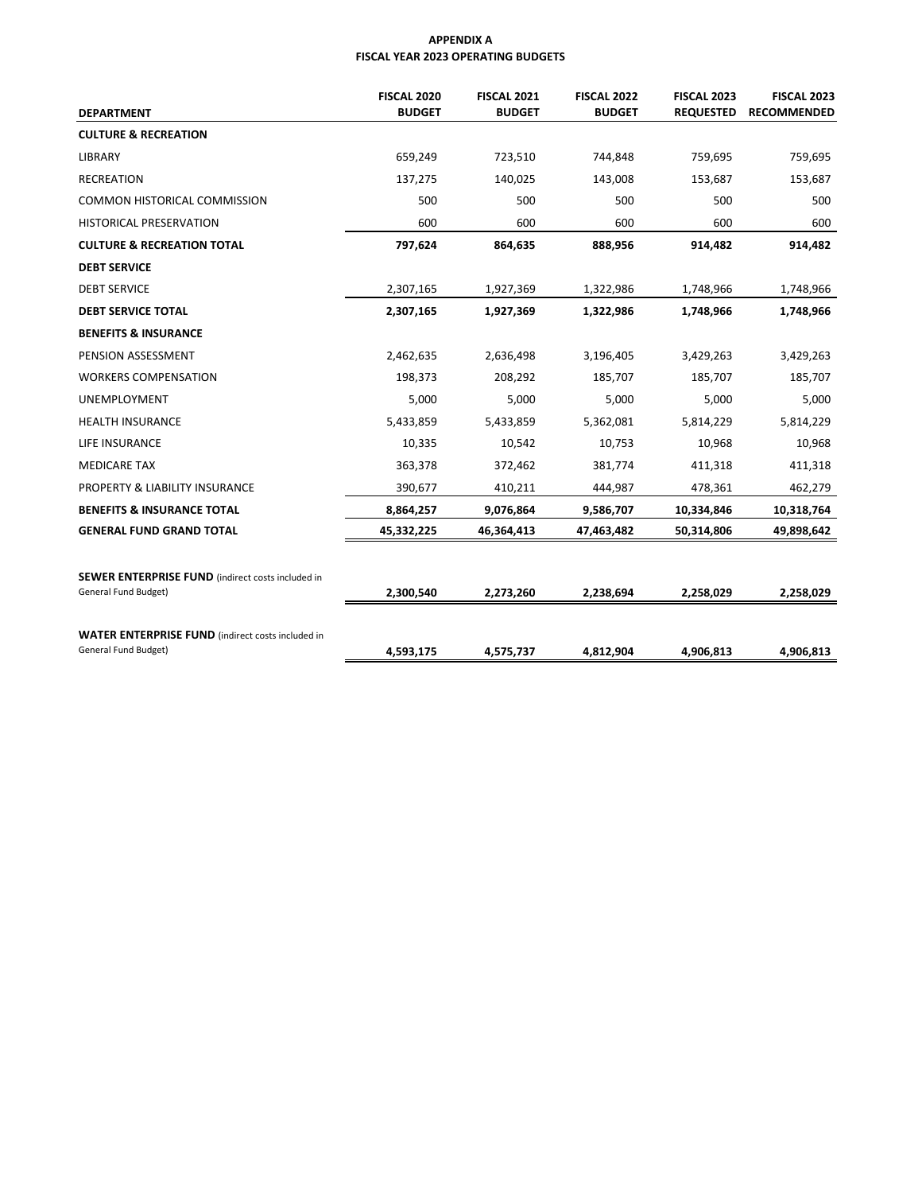**APPENDIX A**
**FISCAL YEAR 2023 OPERATING BUDGETS**

| DEPARTMENT | FISCAL 2020 BUDGET | FISCAL 2021 BUDGET | FISCAL 2022 BUDGET | FISCAL 2023 REQUESTED | FISCAL 2023 RECOMMENDED |
|---|---|---|---|---|---|
| **CULTURE & RECREATION** | | | | | |
| LIBRARY | 659,249 | 723,510 | 744,848 | 759,695 | 759,695 |
| RECREATION | 137,275 | 140,025 | 143,008 | 153,687 | 153,687 |
| COMMON HISTORICAL COMMISSION | 500 | 500 | 500 | 500 | 500 |
| HISTORICAL PRESERVATION | 600 | 600 | 600 | 600 | 600 |
| **CULTURE & RECREATION TOTAL** | **797,624** | **864,635** | **888,956** | **914,482** | **914,482** |
| **DEBT SERVICE** | | | | | |
| DEBT SERVICE | 2,307,165 | 1,927,369 | 1,322,986 | 1,748,966 | 1,748,966 |
| **DEBT SERVICE TOTAL** | **2,307,165** | **1,927,369** | **1,322,986** | **1,748,966** | **1,748,966** |
| **BENEFITS & INSURANCE** | | | | | |
| PENSION ASSESSMENT | 2,462,635 | 2,636,498 | 3,196,405 | 3,429,263 | 3,429,263 |
| WORKERS COMPENSATION | 198,373 | 208,292 | 185,707 | 185,707 | 185,707 |
| UNEMPLOYMENT | 5,000 | 5,000 | 5,000 | 5,000 | 5,000 |
| HEALTH INSURANCE | 5,433,859 | 5,433,859 | 5,362,081 | 5,814,229 | 5,814,229 |
| LIFE INSURANCE | 10,335 | 10,542 | 10,753 | 10,968 | 10,968 |
| MEDICARE TAX | 363,378 | 372,462 | 381,774 | 411,318 | 411,318 |
| PROPERTY & LIABILITY INSURANCE | 390,677 | 410,211 | 444,987 | 478,361 | 462,279 |
| **BENEFITS & INSURANCE TOTAL** | **8,864,257** | **9,076,864** | **9,586,707** | **10,334,846** | **10,318,764** |
| **GENERAL FUND GRAND TOTAL** | **45,332,225** | **46,364,413** | **47,463,482** | **50,314,806** | **49,898,642** |
| | | | | | |
| **SEWER ENTERPRISE FUND** (indirect costs included in General Fund Budget) | **2,300,540** | **2,273,260** | **2,238,694** | **2,258,029** | **2,258,029** |
| | | | | | |
| **WATER ENTERPRISE FUND** (indirect costs included in General Fund Budget) | **4,593,175** | **4,575,737** | **4,812,904** | **4,906,813** | **4,906,813** |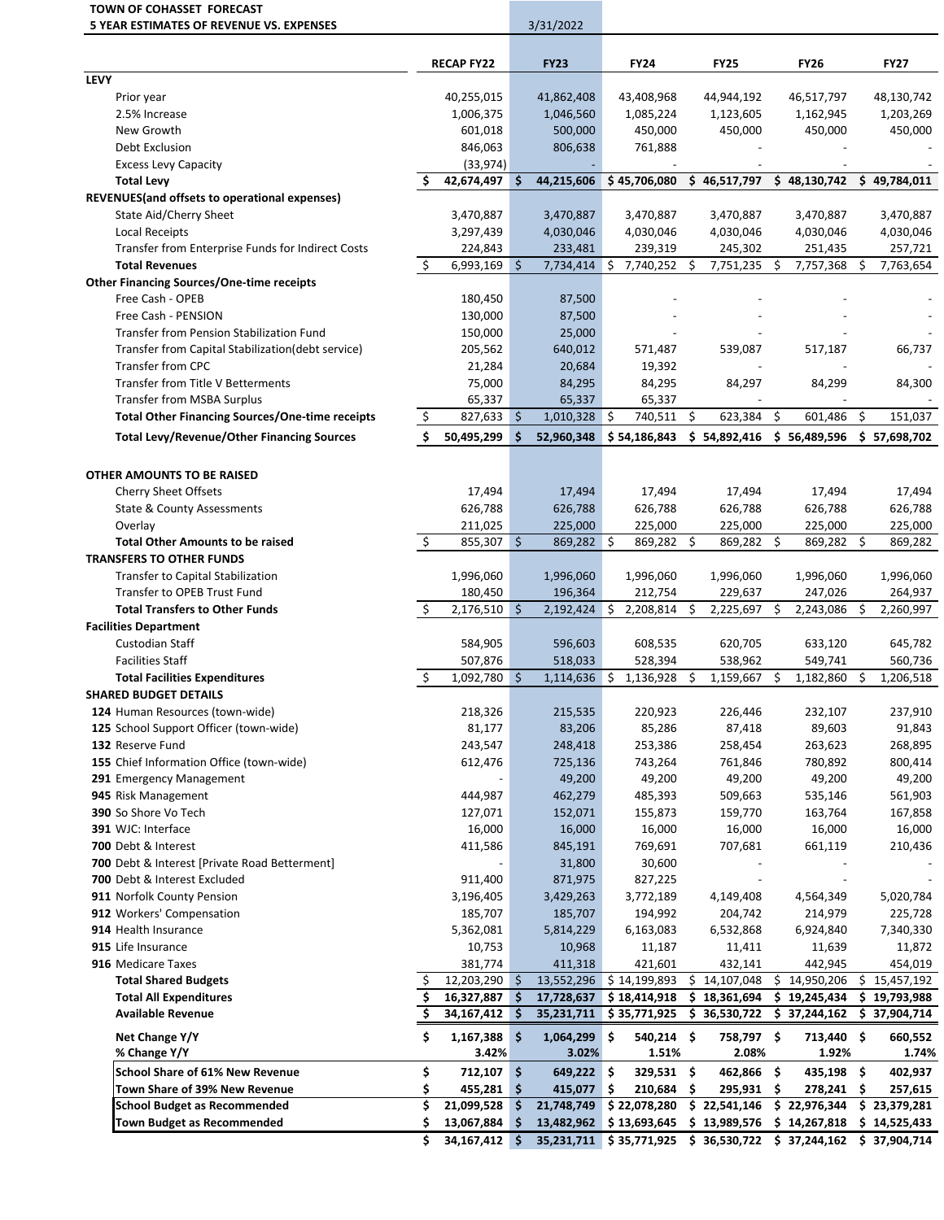**TOWN OF COHASSET FORECAST**
**5 YEAR ESTIMATES OF REVENUE VS. EXPENSES**

| | RECAP FY22 | FY23 | FY24 | FY25 | FY26 | FY27 |
|---|---|---|---|---|---|---|
| | | 3/31/2022 | | | | |
| **LEVY** | | | | | | |
| Prior year | 40,255,015 | 41,862,408 | 43,408,968 | 44,944,192 | 46,517,797 | 48,130,742 |
| 2.5% Increase | 1,006,375 | 1,046,560 | 1,085,224 | 1,123,605 | 1,162,945 | 1,203,269 |
| New Growth | 601,018 | 500,000 | 450,000 | 450,000 | 450,000 | 450,000 |
| Debt Exclusion | 846,063 | 806,638 | 761,888 | - | - | - |
| Excess Levy Capacity | (33,974) | - | - | - | - | - |
| **Total Levy** | **$ 42,674,497** | **$ 44,215,606** | **$ 45,706,080** | **$ 46,517,797** | **$ 48,130,742** | **$ 49,784,011** |
| **REVENUES(and offsets to operational expenses)** | | | | | | |
| State Aid/Cherry Sheet | 3,470,887 | 3,470,887 | 3,470,887 | 3,470,887 | 3,470,887 | 3,470,887 |
| Local Receipts | 3,297,439 | 4,030,046 | 4,030,046 | 4,030,046 | 4,030,046 | 4,030,046 |
| Transfer from Enterprise Funds for Indirect Costs | 224,843 | 233,481 | 239,319 | 245,302 | 251,435 | 257,721 |
| **Total Revenues** | $ 6,993,169 | $ 7,734,414 | $ 7,740,252 | $ 7,751,235 | $ 7,757,368 | $ 7,763,654 |
| **Other Financing Sources/One-time receipts** | | | | | | |
| Free Cash - OPEB | 180,450 | 87,500 | - | - | - | - |
| Free Cash - PENSION | 130,000 | 87,500 | - | - | - | - |
| Transfer from Pension Stabilization Fund | 150,000 | 25,000 | - | - | - | - |
| Transfer from Capital Stabilization(debt service) | 205,562 | 640,012 | 571,487 | 539,087 | 517,187 | 66,737 |
| Transfer from CPC | 21,284 | 20,684 | 19,392 | - | - | - |
| Transfer from Title V Betterments | 75,000 | 84,295 | 84,295 | 84,297 | 84,299 | 84,300 |
| Transfer from MSBA Surplus | 65,337 | 65,337 | 65,337 | - | - | - |
| **Total Other Financing Sources/One-time receipts** | $ 827,633 | $ 1,010,328 | $ 740,511 | $ 623,384 | $ 601,486 | $ 151,037 |
| **Total Levy/Revenue/Other Financing Sources** | **$ 50,495,299** | **$ 52,960,348** | **$ 54,186,843** | **$ 54,892,416** | **$ 56,489,596** | **$ 57,698,702** |
| | | | | | | |
| **OTHER AMOUNTS TO BE RAISED** | | | | | | |
| Cherry Sheet Offsets | 17,494 | 17,494 | 17,494 | 17,494 | 17,494 | 17,494 |
| State & County Assessments | 626,788 | 626,788 | 626,788 | 626,788 | 626,788 | 626,788 |
| Overlay | 211,025 | 225,000 | 225,000 | 225,000 | 225,000 | 225,000 |
| **Total Other Amounts to be raised** | $ 855,307 | $ 869,282 | $ 869,282 | $ 869,282 | $ 869,282 | $ 869,282 |
| **TRANSFERS TO OTHER FUNDS** | | | | | | |
| Transfer to Capital Stabilization | 1,996,060 | 1,996,060 | 1,996,060 | 1,996,060 | 1,996,060 | 1,996,060 |
| Transfer to OPEB Trust Fund | 180,450 | 196,364 | 212,754 | 229,637 | 247,026 | 264,937 |
| **Total Transfers to Other Funds** | $ 2,176,510 | $ 2,192,424 | $ 2,208,814 | $ 2,225,697 | $ 2,243,086 | $ 2,260,997 |
| **Facilities Department** | | | | | | |
| Custodian Staff | 584,905 | 596,603 | 608,535 | 620,705 | 633,120 | 645,782 |
| Facilities Staff | 507,876 | 518,033 | 528,394 | 538,962 | 549,741 | 560,736 |
| **Total Facilities Expenditures** | $ 1,092,780 | $ 1,114,636 | $ 1,136,928 | $ 1,159,667 | $ 1,182,860 | $ 1,206,518 |
| **SHARED BUDGET DETAILS** | | | | | | |
| **124** Human Resources (town-wide) | 218,326 | 215,535 | 220,923 | 226,446 | 232,107 | 237,910 |
| **125** School Support Officer (town-wide) | 81,177 | 83,206 | 85,286 | 87,418 | 89,603 | 91,843 |
| **132** Reserve Fund | 243,547 | 248,418 | 253,386 | 258,454 | 263,623 | 268,895 |
| **155** Chief Information Office (town-wide) | 612,476 | 725,136 | 743,264 | 761,846 | 780,892 | 800,414 |
| **291** Emergency Management | - | 49,200 | 49,200 | 49,200 | 49,200 | 49,200 |
| **945** Risk Management | 444,987 | 462,279 | 485,393 | 509,663 | 535,146 | 561,903 |
| **390** So Shore Vo Tech | 127,071 | 152,071 | 155,873 | 159,770 | 163,764 | 167,858 |
| **391** WJC: Interface | 16,000 | 16,000 | 16,000 | 16,000 | 16,000 | 16,000 |
| **700** Debt & Interest | 411,586 | 845,191 | 769,691 | 707,681 | 661,119 | 210,436 |
| **700** Debt & Interest [Private Road Betterment] | - | 31,800 | 30,600 | - | - | - |
| **700** Debt & Interest Excluded | 911,400 | 871,975 | 827,225 | - | - | - |
| **911** Norfolk County Pension | 3,196,405 | 3,429,263 | 3,772,189 | 4,149,408 | 4,564,349 | 5,020,784 |
| **912** Workers' Compensation | 185,707 | 185,707 | 194,992 | 204,742 | 214,979 | 225,728 |
| **914** Health Insurance | 5,362,081 | 5,814,229 | 6,163,083 | 6,532,868 | 6,924,840 | 7,340,330 |
| **915** Life Insurance | 10,753 | 10,968 | 11,187 | 11,411 | 11,639 | 11,872 |
| **916** Medicare Taxes | 381,774 | 411,318 | 421,601 | 432,141 | 442,945 | 454,019 |
| **Total Shared Budgets** | $ 12,203,290 | $ 13,552,296 | $ 14,199,893 | $ 14,107,048 | $ 14,950,206 | $ 15,457,192 |
| **Total All Expenditures** | **$ 16,327,887** | **$ 17,728,637** | **$ 18,414,918** | **$ 18,361,694** | **$ 19,245,434** | **$ 19,793,988** |
| **Available Revenue** | **$ 34,167,412** | **$ 35,231,711** | **$ 35,771,925** | **$ 36,530,722** | **$ 37,244,162** | **$ 37,904,714** |
| **Net Change Y/Y** | **$ 1,167,388** | **$ 1,064,299** | **$ 540,214** | **$ 758,797** | **$ 713,440** | **$ 660,552** |
| **% Change Y/Y** | **3.42%** | **3.02%** | **1.51%** | **2.08%** | **1.92%** | **1.74%** |
| **School Share of 61% New Revenue** | **$ 712,107** | **$ 649,222** | **$ 329,531** | **$ 462,866** | **$ 435,198** | **$ 402,937** |
| **Town Share of 39% New Revenue** | **$ 455,281** | **$ 415,077** | **$ 210,684** | **$ 295,931** | **$ 278,241** | **$ 257,615** |
| **School Budget as Recommended** | **$ 21,099,528** | **$ 21,748,749** | **$ 22,078,280** | **$ 22,541,146** | **$ 22,976,344** | **$ 23,379,281** |
| **Town Budget as Recommended** | **$ 13,067,884** | **$ 13,482,962** | **$ 13,693,645** | **$ 13,989,576** | **$ 14,267,818** | **$ 14,525,433** |
| | **$ 34,167,412** | **$ 35,231,711** | **$ 35,771,925** | **$ 36,530,722** | **$ 37,244,162** | **$ 37,904,714** |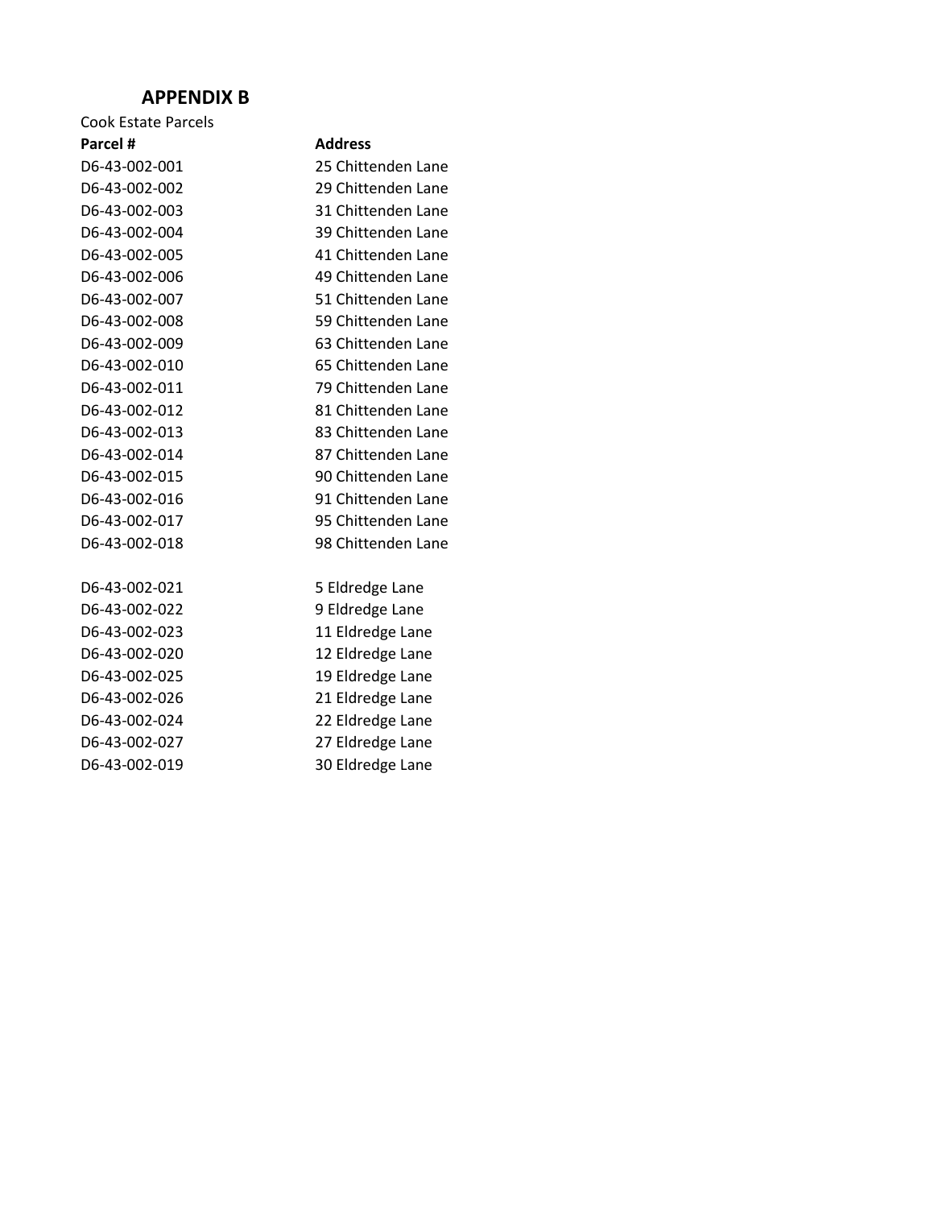# APPENDIX B

Cook Estate Parcels

| Parcel # | Address |
| --- | --- |
| D6-43-002-001 | 25 Chittenden Lane |
| D6-43-002-002 | 29 Chittenden Lane |
| D6-43-002-003 | 31 Chittenden Lane |
| D6-43-002-004 | 39 Chittenden Lane |
| D6-43-002-005 | 41 Chittenden Lane |
| D6-43-002-006 | 49 Chittenden Lane |
| D6-43-002-007 | 51 Chittenden Lane |
| D6-43-002-008 | 59 Chittenden Lane |
| D6-43-002-009 | 63 Chittenden Lane |
| D6-43-002-010 | 65 Chittenden Lane |
| D6-43-002-011 | 79 Chittenden Lane |
| D6-43-002-012 | 81 Chittenden Lane |
| D6-43-002-013 | 83 Chittenden Lane |
| D6-43-002-014 | 87 Chittenden Lane |
| D6-43-002-015 | 90 Chittenden Lane |
| D6-43-002-016 | 91 Chittenden Lane |
| D6-43-002-017 | 95 Chittenden Lane |
| D6-43-002-018 | 98 Chittenden Lane |
| | |
| D6-43-002-021 | 5 Eldredge Lane |
| D6-43-002-022 | 9 Eldredge Lane |
| D6-43-002-023 | 11 Eldredge Lane |
| D6-43-002-020 | 12 Eldredge Lane |
| D6-43-002-025 | 19 Eldredge Lane |
| D6-43-002-026 | 21 Eldredge Lane |
| D6-43-002-024 | 22 Eldredge Lane |
| D6-43-002-027 | 27 Eldredge Lane |
| D6-43-002-019 | 30 Eldredge Lane |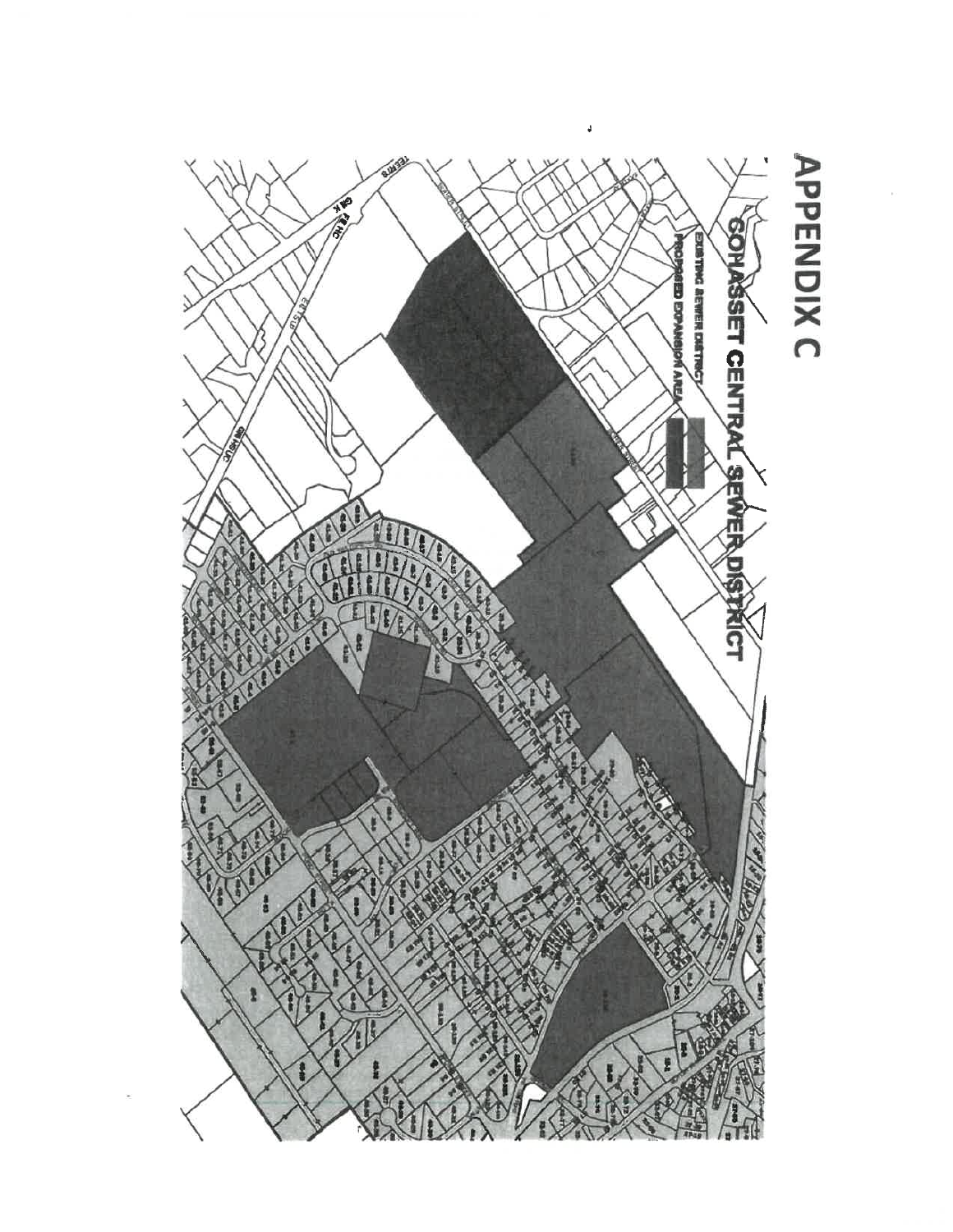# APPENDIX C

## COHASSET CENTRAL SEWER DISTRICT

EXISTING SEWER DISTRICT

PROPOSED EXPANSION AREA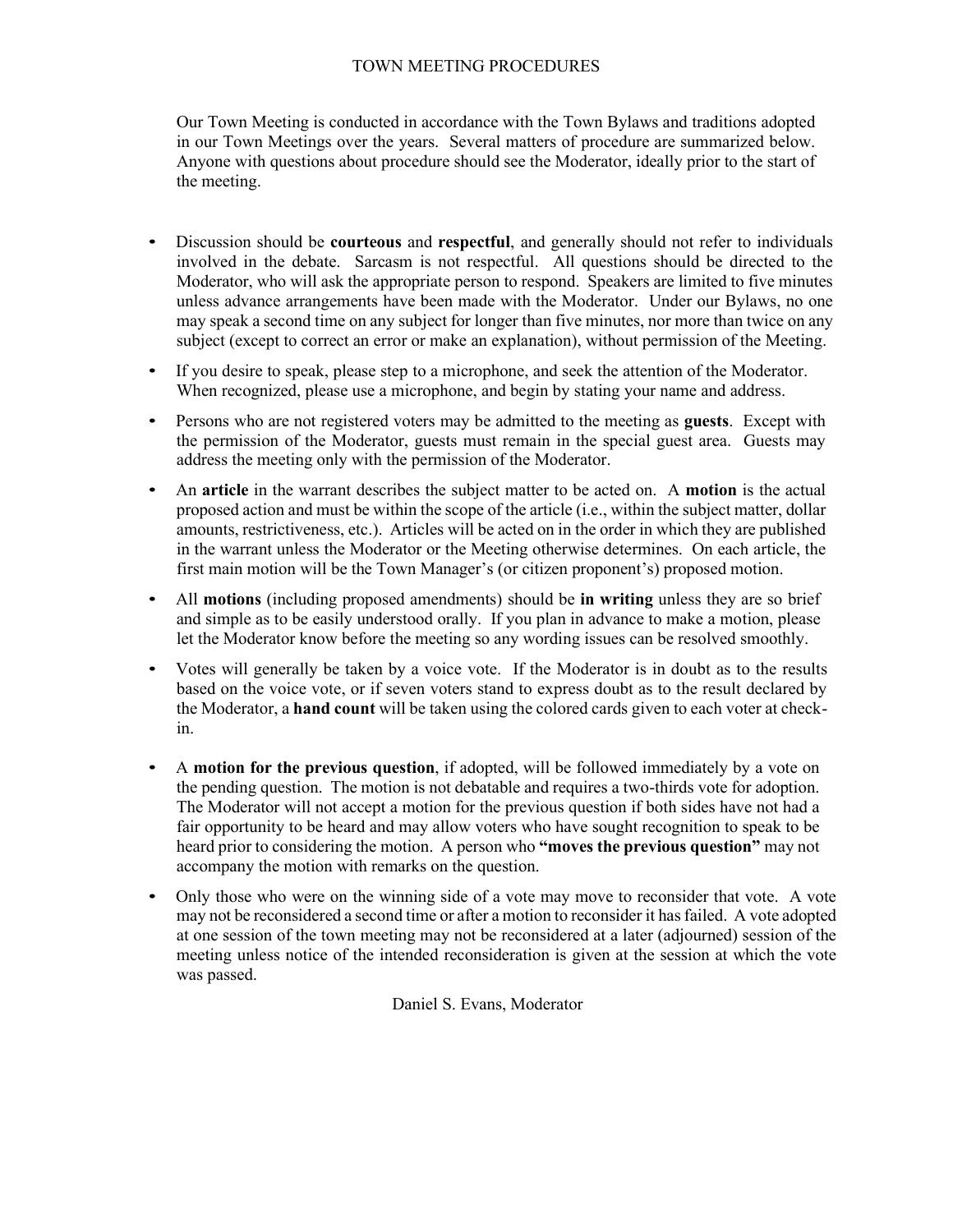# TOWN MEETING PROCEDURES

Our Town Meeting is conducted in accordance with the Town Bylaws and traditions adopted in our Town Meetings over the years. Several matters of procedure are summarized below. Anyone with questions about procedure should see the Moderator, ideally prior to the start of the meeting.

- Discussion should be **courteous** and **respectful**, and generally should not refer to individuals involved in the debate. Sarcasm is not respectful. All questions should be directed to the Moderator, who will ask the appropriate person to respond. Speakers are limited to five minutes unless advance arrangements have been made with the Moderator. Under our Bylaws, no one may speak a second time on any subject for longer than five minutes, nor more than twice on any subject (except to correct an error or make an explanation), without permission of the Meeting.
- If you desire to speak, please step to a microphone, and seek the attention of the Moderator. When recognized, please use a microphone, and begin by stating your name and address.
- Persons who are not registered voters may be admitted to the meeting as **guests**. Except with the permission of the Moderator, guests must remain in the special guest area. Guests may address the meeting only with the permission of the Moderator.
- An **article** in the warrant describes the subject matter to be acted on. A **motion** is the actual proposed action and must be within the scope of the article (i.e., within the subject matter, dollar amounts, restrictiveness, etc.). Articles will be acted on in the order in which they are published in the warrant unless the Moderator or the Meeting otherwise determines. On each article, the first main motion will be the Town Manager's (or citizen proponent's) proposed motion.
- All **motions** (including proposed amendments) should be **in writing** unless they are so brief and simple as to be easily understood orally. If you plan in advance to make a motion, please let the Moderator know before the meeting so any wording issues can be resolved smoothly.
- Votes will generally be taken by a voice vote. If the Moderator is in doubt as to the results based on the voice vote, or if seven voters stand to express doubt as to the result declared by the Moderator, a **hand count** will be taken using the colored cards given to each voter at check-in.
- A **motion for the previous question**, if adopted, will be followed immediately by a vote on the pending question. The motion is not debatable and requires a two-thirds vote for adoption. The Moderator will not accept a motion for the previous question if both sides have not had a fair opportunity to be heard and may allow voters who have sought recognition to speak to be heard prior to considering the motion. A person who **"moves the previous question"** may not accompany the motion with remarks on the question.
- Only those who were on the winning side of a vote may move to reconsider that vote. A vote may not be reconsidered a second time or after a motion to reconsider it has failed. A vote adopted at one session of the town meeting may not be reconsidered at a later (adjourned) session of the meeting unless notice of the intended reconsideration is given at the session at which the vote was passed.

Daniel S. Evans, Moderator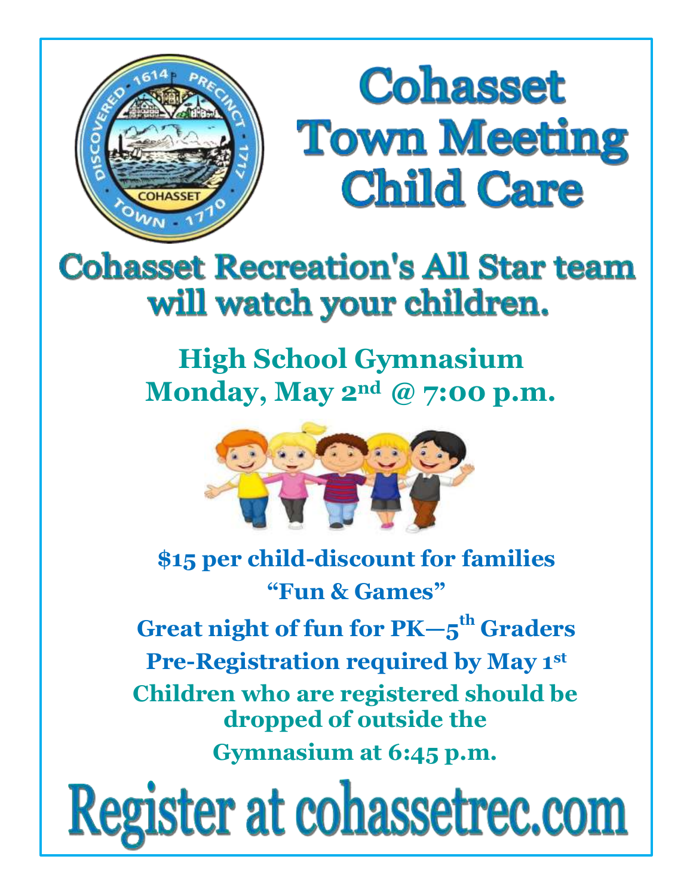# Cohasset Town Meeting Child Care

## Cohasset Recreation's All Star team will watch your children.

**High School Gymnasium**
**Monday, May 2nd @ 7:00 p.m.**

**$15 per child-discount for families**

**"Fun & Games"**

**Great night of fun for PK—5th Graders**

**Pre-Registration required by May 1st**

**Children who are registered should be dropped of outside the Gymnasium at 6:45 p.m.**

# Register at cohassetrec.com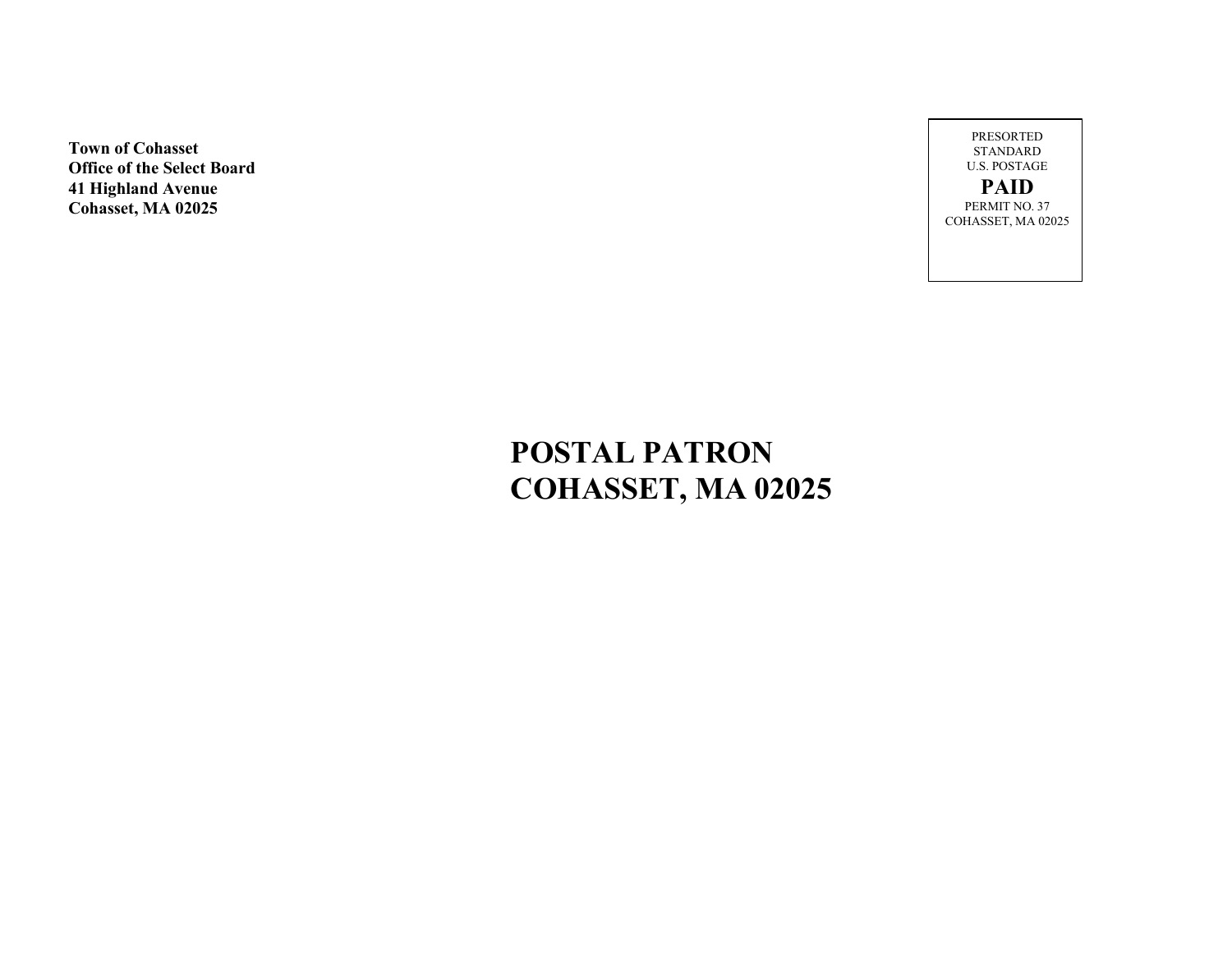**Town of Cohasset**
**Office of the Select Board**
**41 Highland Avenue**
**Cohasset, MA 02025**

PRESORTED
STANDARD
U.S. POSTAGE
**PAID**
PERMIT NO. 37
COHASSET, MA 02025

**POSTAL PATRON**
**COHASSET, MA 02025**